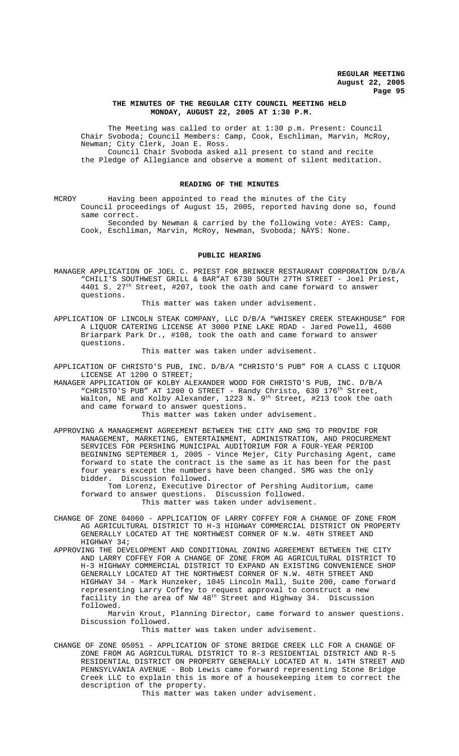**THE MINUTES OF THE REGULAR CITY COUNCIL MEETING HELD MONDAY, AUGUST 22, 2005 AT 1:30 P.M.**

The Meeting was called to order at 1:30 p.m. Present: Council Chair Svoboda; Council Members: Camp, Cook, Eschliman, Marvin, McRoy, Newman; City Clerk, Joan E. Ross.

Council Chair Svoboda asked all present to stand and recite the Pledge of Allegiance and observe a moment of silent meditation.

**READING OF THE MINUTES**

MCROY Having been appointed to read the minutes of the City Council proceedings of August 15, 2005, reported having done so, found same correct.

Seconded by Newman & carried by the following vote: AYES: Camp, Cook, Eschliman, Marvin, McRoy, Newman, Svoboda; NAYS: None.

**PUBLIC HEARING**

MANAGER APPLICATION OF JOEL C. PRIEST FOR BRINKER RESTAURANT CORPORATION D/B/A "CHILI'S SOUTHWEST GRILL & BAR"AT 6730 SOUTH 27TH STREET - Joel Priest, 4401 S. 27th Street, #207, took the oath and came forward to answer questions.

This matter was taken under advisement.

APPLICATION OF LINCOLN STEAK COMPANY, LLC D/B/A "WHISKEY CREEK STEAKHOUSE" FOR A LIQUOR CATERING LICENSE AT 3000 PINE LAKE ROAD - Jared Powell, 4600 Briarpark Park Dr., #108, took the oath and came forward to answer questions.

This matter was taken under advisement.

APPLICATION OF CHRISTO'S PUB, INC. D/B/A "CHRISTO'S PUB" FOR A CLASS C LIQUOR LICENSE AT 1200 O STREET;

MANAGER APPLICATION OF KOLBY ALEXANDER WOOD FOR CHRISTO'S PUB, INC. D/B/A "CHRISTO'S PUB" AT 1200 O STREET - Randy Christo, 630 176th Street, Walton, NE and Kolby Alexander, 1223 N. 9th Street, #213 took the oath and came forward to answer questions.

This matter was taken under advisement.

APPROVING A MANAGEMENT AGREEMENT BETWEEN THE CITY AND SMG TO PROVIDE FOR MANAGEMENT, MARKETING, ENTERTAINMENT, ADMINISTRATION, AND PROCUREMENT SERVICES FOR PERSHING MUNICIPAL AUDITORIUM FOR A FOUR-YEAR PERIOD BEGINNING SEPTEMBER 1, 2005 - Vince Mejer, City Purchasing Agent, came forward to state the contract is the same as it has been for the past four years except the numbers have been changed. SMG was the only bidder. Discussion followed.

Tom Lorenz, Executive Director of Pershing Auditorium, came forward to answer questions. Discussion followed.

This matter was taken under advisement.

CHANGE OF ZONE 04060 - APPLICATION OF LARRY COFFEY FOR A CHANGE OF ZONE FROM AG AGRICULTURAL DISTRICT TO H-3 HIGHWAY COMMERCIAL DISTRICT ON PROPERTY GENERALLY LOCATED AT THE NORTHWEST CORNER OF N.W. 48TH STREET AND HIGHWAY 34;

APPROVING THE DEVELOPMENT AND CONDITIONAL ZONING AGREEMENT BETWEEN THE CITY AND LARRY COFFEY FOR A CHANGE OF ZONE FROM AG AGRICULTURAL DISTRICT TO H-3 HIGHWAY COMMERCIAL DISTRICT TO EXPAND AN EXISTING CONVENIENCE SHOP GENERALLY LOCATED AT THE NORTHWEST CORNER OF N.W. 48TH STREET AND HIGHWAY 34 - Mark Hunzeker, 1045 Lincoln Mall, Suite 200, came forward representing Larry Coffey to request approval to construct a new facility in the area of NW 48th Street and Highway 34. Discussion followed.

Marvin Krout, Planning Director, came forward to answer questions. Discussion followed.

This matter was taken under advisement.

CHANGE OF ZONE 05051 - APPLICATION OF STONE BRIDGE CREEK LLC FOR A CHANGE OF ZONE FROM AG AGRICULTURAL DISTRICT TO R-3 RESIDENTIAL DISTRICT AND R-5 RESIDENTIAL DISTRICT ON PROPERTY GENERALLY LOCATED AT N. 14TH STREET AND PENNSYLVANIA AVENUE - Bob Lewis came forward representing Stone Bridge Creek LLC to explain this is more of a housekeeping item to correct the description of the property.

This matter was taken under advisement.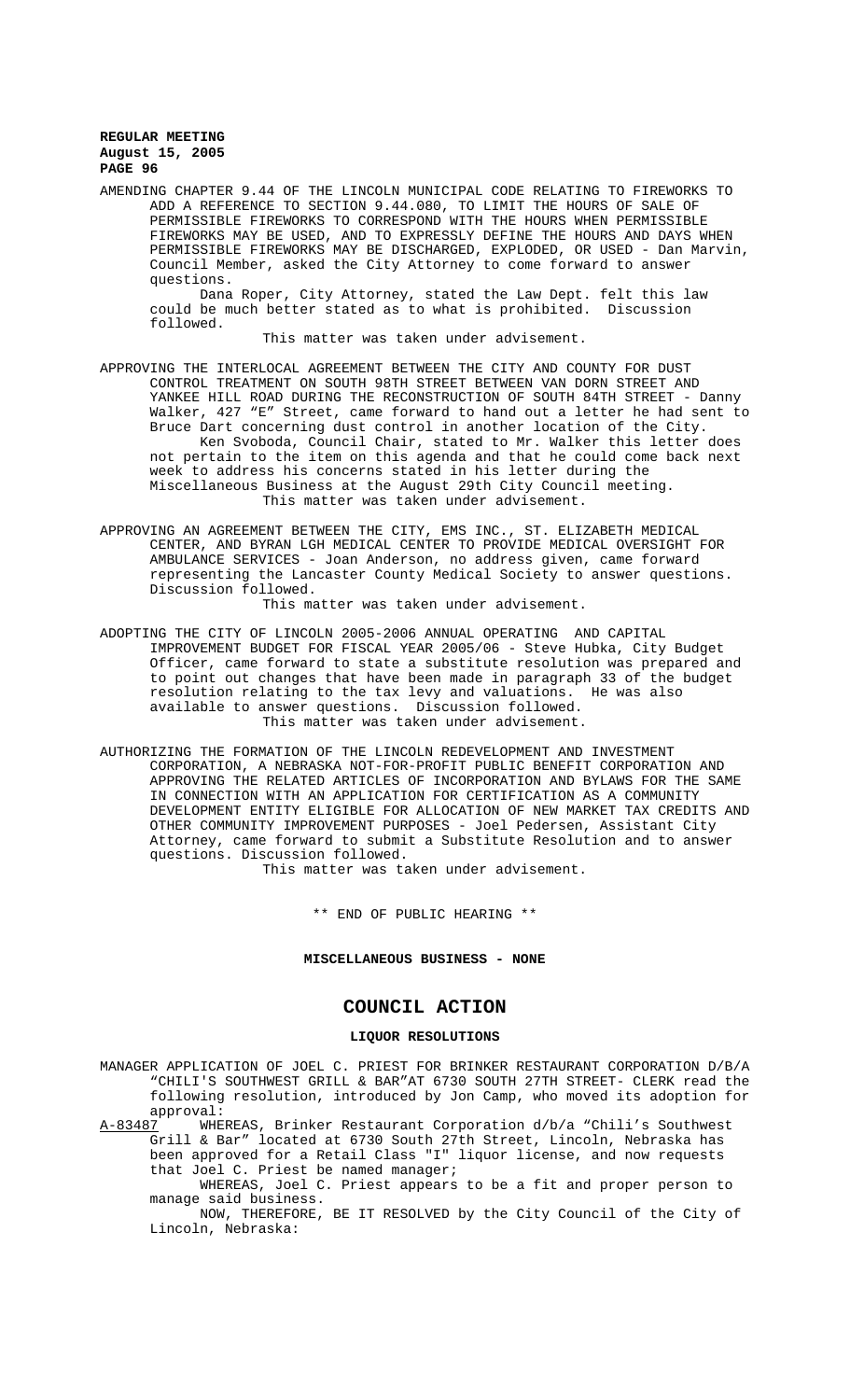AMENDING CHAPTER 9.44 OF THE LINCOLN MUNICIPAL CODE RELATING TO FIREWORKS TO ADD A REFERENCE TO SECTION 9.44.080, TO LIMIT THE HOURS OF SALE OF PERMISSIBLE FIREWORKS TO CORRESPOND WITH THE HOURS WHEN PERMISSIBLE FIREWORKS MAY BE USED, AND TO EXPRESSLY DEFINE THE HOURS AND DAYS WHEN PERMISSIBLE FIREWORKS MAY BE DISCHARGED, EXPLODED, OR USED - Dan Marvin, Council Member, asked the City Attorney to come forward to answer questions.

Dana Roper, City Attorney, stated the Law Dept. felt this law could be much better stated as to what is prohibited. Discussion followed.

This matter was taken under advisement.

APPROVING THE INTERLOCAL AGREEMENT BETWEEN THE CITY AND COUNTY FOR DUST CONTROL TREATMENT ON SOUTH 98TH STREET BETWEEN VAN DORN STREET AND YANKEE HILL ROAD DURING THE RECONSTRUCTION OF SOUTH 84TH STREET - Danny Walker, 427 "E" Street, came forward to hand out a letter he had sent to Bruce Dart concerning dust control in another location of the City.

Ken Svoboda, Council Chair, stated to Mr. Walker this letter does not pertain to the item on this agenda and that he could come back next week to address his concerns stated in his letter during the Miscellaneous Business at the August 29th City Council meeting.

This matter was taken under advisement.

APPROVING AN AGREEMENT BETWEEN THE CITY, EMS INC., ST. ELIZABETH MEDICAL CENTER, AND BYRAN LGH MEDICAL CENTER TO PROVIDE MEDICAL OVERSIGHT FOR AMBULANCE SERVICES - Joan Anderson, no address given, came forward representing the Lancaster County Medical Society to answer questions. Discussion followed.

This matter was taken under advisement.

ADOPTING THE CITY OF LINCOLN 2005-2006 ANNUAL OPERATING AND CAPITAL IMPROVEMENT BUDGET FOR FISCAL YEAR 2005/06 - Steve Hubka, City Budget Officer, came forward to state a substitute resolution was prepared and to point out changes that have been made in paragraph 33 of the budget resolution relating to the tax levy and valuations. He was also available to answer questions. Discussion followed.

This matter was taken under advisement.

AUTHORIZING THE FORMATION OF THE LINCOLN REDEVELOPMENT AND INVESTMENT CORPORATION, A NEBRASKA NOT-FOR-PROFIT PUBLIC BENEFIT CORPORATION AND APPROVING THE RELATED ARTICLES OF INCORPORATION AND BYLAWS FOR THE SAME IN CONNECTION WITH AN APPLICATION FOR CERTIFICATION AS A COMMUNITY DEVELOPMENT ENTITY ELIGIBLE FOR ALLOCATION OF NEW MARKET TAX CREDITS AND OTHER COMMUNITY IMPROVEMENT PURPOSES - Joel Pedersen, Assistant City Attorney, came forward to submit a Substitute Resolution and to answer questions. Discussion followed.

This matter was taken under advisement.

\*\* END OF PUBLIC HEARING \*\*

**MISCELLANEOUS BUSINESS - NONE**

## COUNCIL ACTION

**LIQUOR RESOLUTIONS**

MANAGER APPLICATION OF JOEL C. PRIEST FOR BRINKER RESTAURANT CORPORATION D/B/A "CHILI'S SOUTHWEST GRILL & BAR"AT 6730 SOUTH 27TH STREET- CLERK read the following resolution, introduced by Jon Camp, who moved its adoption for approval:

A-83487 WHEREAS, Brinker Restaurant Corporation d/b/a "Chili's Southwest Grill & Bar" located at 6730 South 27th Street, Lincoln, Nebraska has been approved for a Retail Class "I" liquor license, and now requests that Joel C. Priest be named manager;

WHEREAS, Joel C. Priest appears to be a fit and proper person to manage said business.

NOW, THEREFORE, BE IT RESOLVED by the City Council of the City of Lincoln, Nebraska: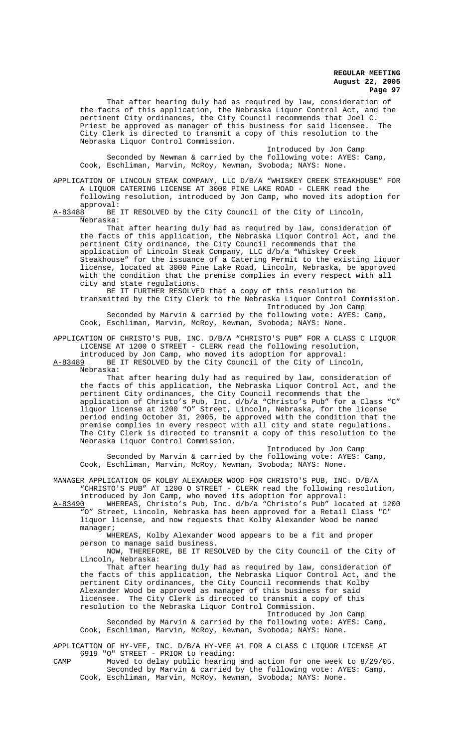That after hearing duly had as required by law, consideration of the facts of this application, the Nebraska Liquor Control Act, and the pertinent City ordinances, the City Council recommends that Joel C. Priest be approved as manager of this business for said licensee. The City Clerk is directed to transmit a copy of this resolution to the Nebraska Liquor Control Commission.

Introduced by Jon Camp

Seconded by Newman & carried by the following vote: AYES: Camp, Cook, Eschliman, Marvin, McRoy, Newman, Svoboda; NAYS: None.

APPLICATION OF LINCOLN STEAK COMPANY, LLC D/B/A "WHISKEY CREEK STEAKHOUSE" FOR A LIQUOR CATERING LICENSE AT 3000 PINE LAKE ROAD - CLERK read the following resolution, introduced by Jon Camp, who moved its adoption for approval:

A-83488 BE IT RESOLVED by the City Council of the City of Lincoln, Nebraska:

That after hearing duly had as required by law, consideration of the facts of this application, the Nebraska Liquor Control Act, and the pertinent City ordinance, the City Council recommends that the application of Lincoln Steak Company, LLC d/b/a "Whiskey Creek Steakhouse" for the issuance of a Catering Permit to the existing liquor license, located at 3000 Pine Lake Road, Lincoln, Nebraska, be approved with the condition that the premise complies in every respect with all city and state regulations.

BE IT FURTHER RESOLVED that a copy of this resolution be transmitted by the City Clerk to the Nebraska Liquor Control Commission.

Introduced by Jon Camp

Seconded by Marvin & carried by the following vote: AYES: Camp, Cook, Eschliman, Marvin, McRoy, Newman, Svoboda; NAYS: None.

APPLICATION OF CHRISTO'S PUB, INC. D/B/A "CHRISTO'S PUB" FOR A CLASS C LIQUOR LICENSE AT 1200 O STREET - CLERK read the following resolution, introduced by Jon Camp, who moved its adoption for approval:

A-83489 BE IT RESOLVED by the City Council of the City of Lincoln, Nebraska:

That after hearing duly had as required by law, consideration of the facts of this application, the Nebraska Liquor Control Act, and the pertinent City ordinances, the City Council recommends that the application of Christo's Pub, Inc. d/b/a "Christo's Pub" for a Class "C" liquor license at 1200 "O" Street, Lincoln, Nebraska, for the license period ending October 31, 2005, be approved with the condition that the premise complies in every respect with all city and state regulations. The City Clerk is directed to transmit a copy of this resolution to the Nebraska Liquor Control Commission.

Introduced by Jon Camp

Seconded by Marvin & carried by the following vote: AYES: Camp, Cook, Eschliman, Marvin, McRoy, Newman, Svoboda; NAYS: None.

MANAGER APPLICATION OF KOLBY ALEXANDER WOOD FOR CHRISTO'S PUB, INC. D/B/A "CHRISTO'S PUB" AT 1200 O STREET - CLERK read the following resolution, introduced by Jon Camp, who moved its adoption for approval:

A-83490 WHEREAS, Christo's Pub, Inc. d/b/a "Christo's Pub" located at 1200 "O" Street, Lincoln, Nebraska has been approved for a Retail Class "C" liquor license, and now requests that Kolby Alexander Wood be named manager;

WHEREAS, Kolby Alexander Wood appears to be a fit and proper person to manage said business.

NOW, THEREFORE, BE IT RESOLVED by the City Council of the City of Lincoln, Nebraska:

That after hearing duly had as required by law, consideration of the facts of this application, the Nebraska Liquor Control Act, and the pertinent City ordinances, the City Council recommends that Kolby Alexander Wood be approved as manager of this business for said licensee. The City Clerk is directed to transmit a copy of this resolution to the Nebraska Liquor Control Commission.

Introduced by Jon Camp

Seconded by Marvin & carried by the following vote: AYES: Camp, Cook, Eschliman, Marvin, McRoy, Newman, Svoboda; NAYS: None.

APPLICATION OF HY-VEE, INC. D/B/A HY-VEE #1 FOR A CLASS C LIQUOR LICENSE AT 6919 "O" STREET - PRIOR to reading:

CAMP Moved to delay public hearing and action for one week to 8/29/05.

Seconded by Marvin & carried by the following vote: AYES: Camp, Cook, Eschliman, Marvin, McRoy, Newman, Svoboda; NAYS: None.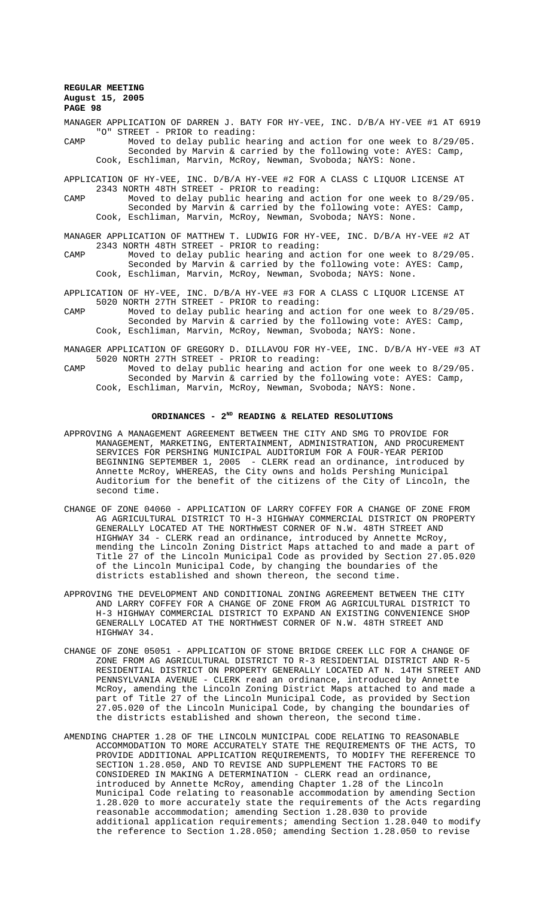MANAGER APPLICATION OF DARREN J. BATY FOR HY-VEE, INC. D/B/A HY-VEE #1 AT 6919 "O" STREET - PRIOR to reading:

CAMP Moved to delay public hearing and action for one week to 8/29/05. Seconded by Marvin & carried by the following vote: AYES: Camp, Cook, Eschliman, Marvin, McRoy, Newman, Svoboda; NAYS: None.

APPLICATION OF HY-VEE, INC. D/B/A HY-VEE #2 FOR A CLASS C LIQUOR LICENSE AT 2343 NORTH 48TH STREET - PRIOR to reading:

CAMP Moved to delay public hearing and action for one week to 8/29/05. Seconded by Marvin & carried by the following vote: AYES: Camp, Cook, Eschliman, Marvin, McRoy, Newman, Svoboda; NAYS: None.

MANAGER APPLICATION OF MATTHEW T. LUDWIG FOR HY-VEE, INC. D/B/A HY-VEE #2 AT 2343 NORTH 48TH STREET - PRIOR to reading:

CAMP Moved to delay public hearing and action for one week to 8/29/05. Seconded by Marvin & carried by the following vote: AYES: Camp, Cook, Eschliman, Marvin, McRoy, Newman, Svoboda; NAYS: None.

APPLICATION OF HY-VEE, INC. D/B/A HY-VEE #3 FOR A CLASS C LIQUOR LICENSE AT 5020 NORTH 27TH STREET - PRIOR to reading:

CAMP Moved to delay public hearing and action for one week to 8/29/05. Seconded by Marvin & carried by the following vote: AYES: Camp, Cook, Eschliman, Marvin, McRoy, Newman, Svoboda; NAYS: None.

MANAGER APPLICATION OF GREGORY D. DILLAVOU FOR HY-VEE, INC. D/B/A HY-VEE #3 AT 5020 NORTH 27TH STREET - PRIOR to reading:

CAMP Moved to delay public hearing and action for one week to 8/29/05. Seconded by Marvin & carried by the following vote: AYES: Camp, Cook, Eschliman, Marvin, McRoy, Newman, Svoboda; NAYS: None.

## ORDINANCES - 2ND READING & RELATED RESOLUTIONS

APPROVING A MANAGEMENT AGREEMENT BETWEEN THE CITY AND SMG TO PROVIDE FOR MANAGEMENT, MARKETING, ENTERTAINMENT, ADMINISTRATION, AND PROCUREMENT SERVICES FOR PERSHING MUNICIPAL AUDITORIUM FOR A FOUR-YEAR PERIOD BEGINNING SEPTEMBER 1, 2005 - CLERK read an ordinance, introduced by Annette McRoy, WHEREAS, the City owns and holds Pershing Municipal Auditorium for the benefit of the citizens of the City of Lincoln, the second time.

CHANGE OF ZONE 04060 - APPLICATION OF LARRY COFFEY FOR A CHANGE OF ZONE FROM AG AGRICULTURAL DISTRICT TO H-3 HIGHWAY COMMERCIAL DISTRICT ON PROPERTY GENERALLY LOCATED AT THE NORTHWEST CORNER OF N.W. 48TH STREET AND HIGHWAY 34 - CLERK read an ordinance, introduced by Annette McRoy, mending the Lincoln Zoning District Maps attached to and made a part of Title 27 of the Lincoln Municipal Code as provided by Section 27.05.020 of the Lincoln Municipal Code, by changing the boundaries of the districts established and shown thereon, the second time.

APPROVING THE DEVELOPMENT AND CONDITIONAL ZONING AGREEMENT BETWEEN THE CITY AND LARRY COFFEY FOR A CHANGE OF ZONE FROM AG AGRICULTURAL DISTRICT TO H-3 HIGHWAY COMMERCIAL DISTRICT TO EXPAND AN EXISTING CONVENIENCE SHOP GENERALLY LOCATED AT THE NORTHWEST CORNER OF N.W. 48TH STREET AND HIGHWAY 34.

CHANGE OF ZONE 05051 - APPLICATION OF STONE BRIDGE CREEK LLC FOR A CHANGE OF ZONE FROM AG AGRICULTURAL DISTRICT TO R-3 RESIDENTIAL DISTRICT AND R-5 RESIDENTIAL DISTRICT ON PROPERTY GENERALLY LOCATED AT N. 14TH STREET AND PENNSYLVANIA AVENUE - CLERK read an ordinance, introduced by Annette McRoy, amending the Lincoln Zoning District Maps attached to and made a part of Title 27 of the Lincoln Municipal Code, as provided by Section 27.05.020 of the Lincoln Municipal Code, by changing the boundaries of the districts established and shown thereon, the second time.

AMENDING CHAPTER 1.28 OF THE LINCOLN MUNICIPAL CODE RELATING TO REASONABLE ACCOMMODATION TO MORE ACCURATELY STATE THE REQUIREMENTS OF THE ACTS, TO PROVIDE ADDITIONAL APPLICATION REQUIREMENTS, TO MODIFY THE REFERENCE TO SECTION 1.28.050, AND TO REVISE AND SUPPLEMENT THE FACTORS TO BE CONSIDERED IN MAKING A DETERMINATION - CLERK read an ordinance, introduced by Annette McRoy, amending Chapter 1.28 of the Lincoln Municipal Code relating to reasonable accommodation by amending Section 1.28.020 to more accurately state the requirements of the Acts regarding reasonable accommodation; amending Section 1.28.030 to provide additional application requirements; amending Section 1.28.040 to modify the reference to Section 1.28.050; amending Section 1.28.050 to revise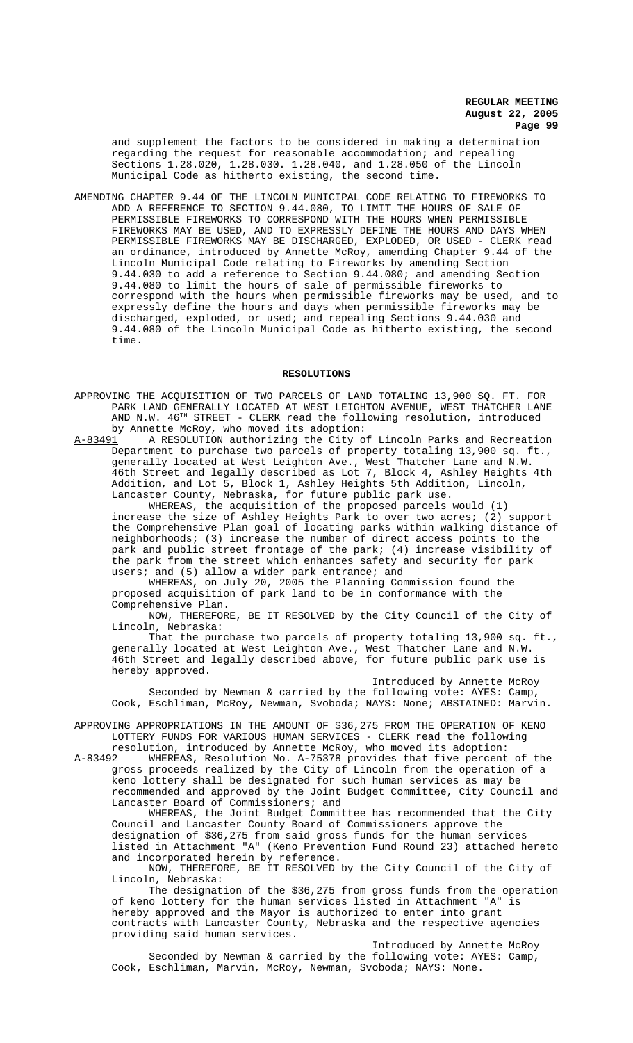and supplement the factors to be considered in making a determination regarding the request for reasonable accommodation; and repealing Sections 1.28.020, 1.28.030. 1.28.040, and 1.28.050 of the Lincoln Municipal Code as hitherto existing, the second time.

AMENDING CHAPTER 9.44 OF THE LINCOLN MUNICIPAL CODE RELATING TO FIREWORKS TO ADD A REFERENCE TO SECTION 9.44.080, TO LIMIT THE HOURS OF SALE OF PERMISSIBLE FIREWORKS TO CORRESPOND WITH THE HOURS WHEN PERMISSIBLE FIREWORKS MAY BE USED, AND TO EXPRESSLY DEFINE THE HOURS AND DAYS WHEN PERMISSIBLE FIREWORKS MAY BE DISCHARGED, EXPLODED, OR USED - CLERK read an ordinance, introduced by Annette McRoy, amending Chapter 9.44 of the Lincoln Municipal Code relating to Fireworks by amending Section 9.44.030 to add a reference to Section 9.44.080; and amending Section 9.44.080 to limit the hours of sale of permissible fireworks to correspond with the hours when permissible fireworks may be used, and to expressly define the hours and days when permissible fireworks may be discharged, exploded, or used; and repealing Sections 9.44.030 and 9.44.080 of the Lincoln Municipal Code as hitherto existing, the second time.

## RESOLUTIONS

APPROVING THE ACQUISITION OF TWO PARCELS OF LAND TOTALING 13,900 SQ. FT. FOR PARK LAND GENERALLY LOCATED AT WEST LEIGHTON AVENUE, WEST THATCHER LANE AND N.W. 46TH STREET - CLERK read the following resolution, introduced by Annette McRoy, who moved its adoption:

A-83491 A RESOLUTION authorizing the City of Lincoln Parks and Recreation Department to purchase two parcels of property totaling 13,900 sq. ft., generally located at West Leighton Ave., West Thatcher Lane and N.W. 46th Street and legally described as Lot 7, Block 4, Ashley Heights 4th Addition, and Lot 5, Block 1, Ashley Heights 5th Addition, Lincoln, Lancaster County, Nebraska, for future public park use.

WHEREAS, the acquisition of the proposed parcels would (1) increase the size of Ashley Heights Park to over two acres; (2) support the Comprehensive Plan goal of locating parks within walking distance of neighborhoods; (3) increase the number of direct access points to the park and public street frontage of the park; (4) increase visibility of the park from the street which enhances safety and security for park users; and (5) allow a wider park entrance; and

WHEREAS, on July 20, 2005 the Planning Commission found the proposed acquisition of park land to be in conformance with the Comprehensive Plan.

NOW, THEREFORE, BE IT RESOLVED by the City Council of the City of Lincoln, Nebraska:

That the purchase two parcels of property totaling 13,900 sq. ft., generally located at West Leighton Ave., West Thatcher Lane and N.W. 46th Street and legally described above, for future public park use is hereby approved.

Introduced by Annette McRoy

Seconded by Newman & carried by the following vote: AYES: Camp, Cook, Eschliman, McRoy, Newman, Svoboda; NAYS: None; ABSTAINED: Marvin.

APPROVING APPROPRIATIONS IN THE AMOUNT OF $36,275 FROM THE OPERATION OF KENO LOTTERY FUNDS FOR VARIOUS HUMAN SERVICES - CLERK read the following resolution, introduced by Annette McRoy, who moved its adoption:

A-83492 WHEREAS, Resolution No. A-75378 provides that five percent of the gross proceeds realized by the City of Lincoln from the operation of a keno lottery shall be designated for such human services as may be recommended and approved by the Joint Budget Committee, City Council and Lancaster Board of Commissioners; and

WHEREAS, the Joint Budget Committee has recommended that the City Council and Lancaster County Board of Commissioners approve the designation of $36,275 from said gross funds for the human services listed in Attachment "A" (Keno Prevention Fund Round 23) attached hereto and incorporated herein by reference.

NOW, THEREFORE, BE IT RESOLVED by the City Council of the City of Lincoln, Nebraska:

The designation of the $36,275 from gross funds from the operation of keno lottery for the human services listed in Attachment "A" is hereby approved and the Mayor is authorized to enter into grant contracts with Lancaster County, Nebraska and the respective agencies providing said human services.

Introduced by Annette McRoy

Seconded by Newman & carried by the following vote: AYES: Camp, Cook, Eschliman, Marvin, McRoy, Newman, Svoboda; NAYS: None.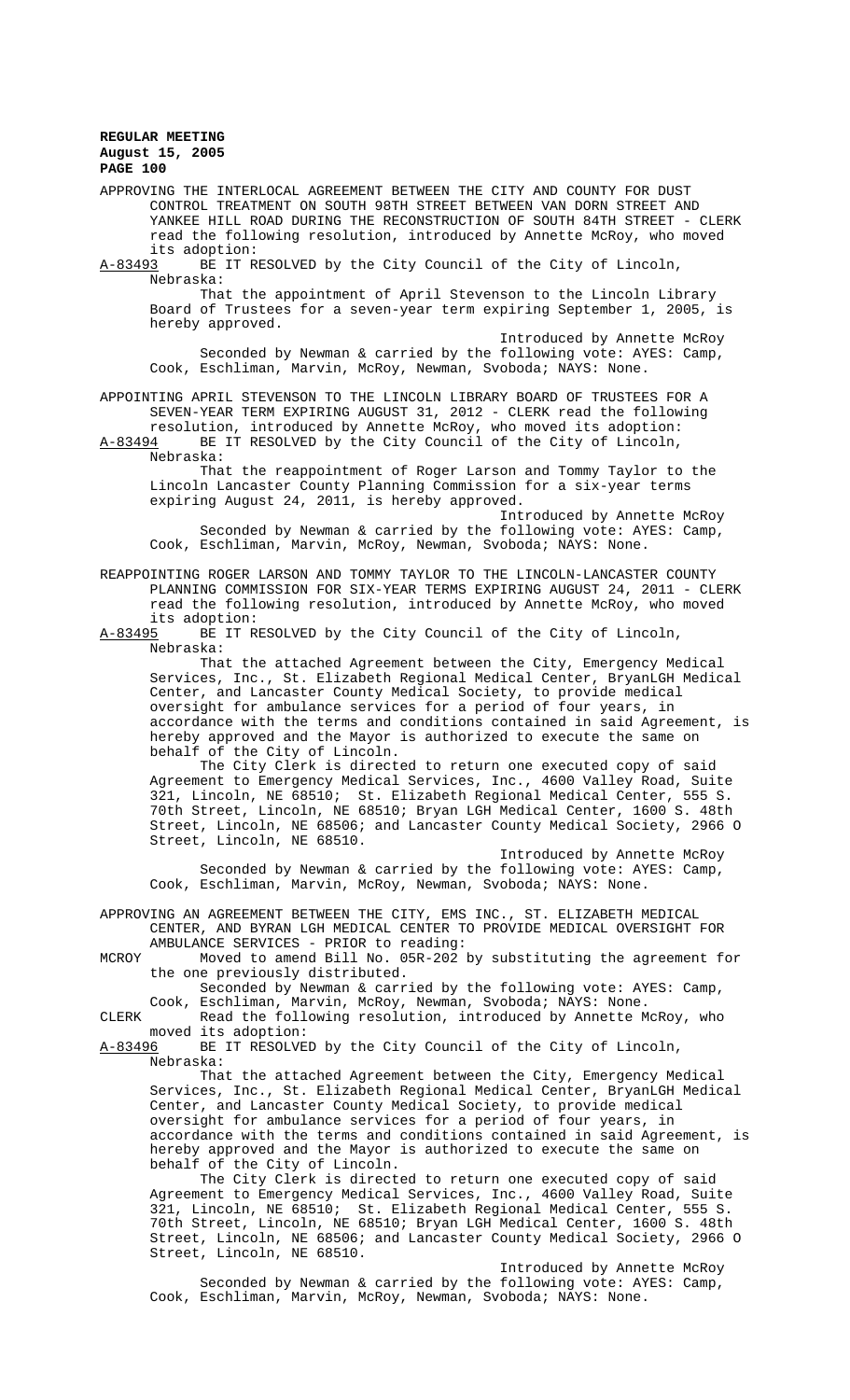APPROVING THE INTERLOCAL AGREEMENT BETWEEN THE CITY AND COUNTY FOR DUST CONTROL TREATMENT ON SOUTH 98TH STREET BETWEEN VAN DORN STREET AND YANKEE HILL ROAD DURING THE RECONSTRUCTION OF SOUTH 84TH STREET - CLERK read the following resolution, introduced by Annette McRoy, who moved its adoption:

A-83493 BE IT RESOLVED by the City Council of the City of Lincoln, Nebraska:

That the appointment of April Stevenson to the Lincoln Library Board of Trustees for a seven-year term expiring September 1, 2005, is hereby approved.

Introduced by Annette McRoy

Seconded by Newman & carried by the following vote: AYES: Camp, Cook, Eschliman, Marvin, McRoy, Newman, Svoboda; NAYS: None.

APPOINTING APRIL STEVENSON TO THE LINCOLN LIBRARY BOARD OF TRUSTEES FOR A SEVEN-YEAR TERM EXPIRING AUGUST 31, 2012 - CLERK read the following resolution, introduced by Annette McRoy, who moved its adoption:

A-83494 BE IT RESOLVED by the City Council of the City of Lincoln, Nebraska:

That the reappointment of Roger Larson and Tommy Taylor to the Lincoln Lancaster County Planning Commission for a six-year terms expiring August 24, 2011, is hereby approved.

Introduced by Annette McRoy

Seconded by Newman & carried by the following vote: AYES: Camp, Cook, Eschliman, Marvin, McRoy, Newman, Svoboda; NAYS: None.

REAPPOINTING ROGER LARSON AND TOMMY TAYLOR TO THE LINCOLN-LANCASTER COUNTY PLANNING COMMISSION FOR SIX-YEAR TERMS EXPIRING AUGUST 24, 2011 - CLERK read the following resolution, introduced by Annette McRoy, who moved its adoption:

A-83495 BE IT RESOLVED by the City Council of the City of Lincoln, Nebraska:

That the attached Agreement between the City, Emergency Medical Services, Inc., St. Elizabeth Regional Medical Center, BryanLGH Medical Center, and Lancaster County Medical Society, to provide medical oversight for ambulance services for a period of four years, in accordance with the terms and conditions contained in said Agreement, is hereby approved and the Mayor is authorized to execute the same on behalf of the City of Lincoln.

The City Clerk is directed to return one executed copy of said Agreement to Emergency Medical Services, Inc., 4600 Valley Road, Suite 321, Lincoln, NE 68510; St. Elizabeth Regional Medical Center, 555 S. 70th Street, Lincoln, NE 68510; Bryan LGH Medical Center, 1600 S. 48th Street, Lincoln, NE 68506; and Lancaster County Medical Society, 2966 O Street, Lincoln, NE 68510.

Introduced by Annette McRoy

Seconded by Newman & carried by the following vote: AYES: Camp, Cook, Eschliman, Marvin, McRoy, Newman, Svoboda; NAYS: None.

APPROVING AN AGREEMENT BETWEEN THE CITY, EMS INC., ST. ELIZABETH MEDICAL CENTER, AND BYRAN LGH MEDICAL CENTER TO PROVIDE MEDICAL OVERSIGHT FOR AMBULANCE SERVICES - PRIOR to reading:

MCROY Moved to amend Bill No. 05R-202 by substituting the agreement for the one previously distributed.

Seconded by Newman & carried by the following vote: AYES: Camp, Cook, Eschliman, Marvin, McRoy, Newman, Svoboda; NAYS: None.

CLERK Read the following resolution, introduced by Annette McRoy, who moved its adoption:

A-83496 BE IT RESOLVED by the City Council of the City of Lincoln, Nebraska:

That the attached Agreement between the City, Emergency Medical Services, Inc., St. Elizabeth Regional Medical Center, BryanLGH Medical Center, and Lancaster County Medical Society, to provide medical oversight for ambulance services for a period of four years, in accordance with the terms and conditions contained in said Agreement, is hereby approved and the Mayor is authorized to execute the same on behalf of the City of Lincoln.

The City Clerk is directed to return one executed copy of said Agreement to Emergency Medical Services, Inc., 4600 Valley Road, Suite 321, Lincoln, NE 68510; St. Elizabeth Regional Medical Center, 555 S. 70th Street, Lincoln, NE 68510; Bryan LGH Medical Center, 1600 S. 48th Street, Lincoln, NE 68506; and Lancaster County Medical Society, 2966 O Street, Lincoln, NE 68510.

Introduced by Annette McRoy

Seconded by Newman & carried by the following vote: AYES: Camp, Cook, Eschliman, Marvin, McRoy, Newman, Svoboda; NAYS: None.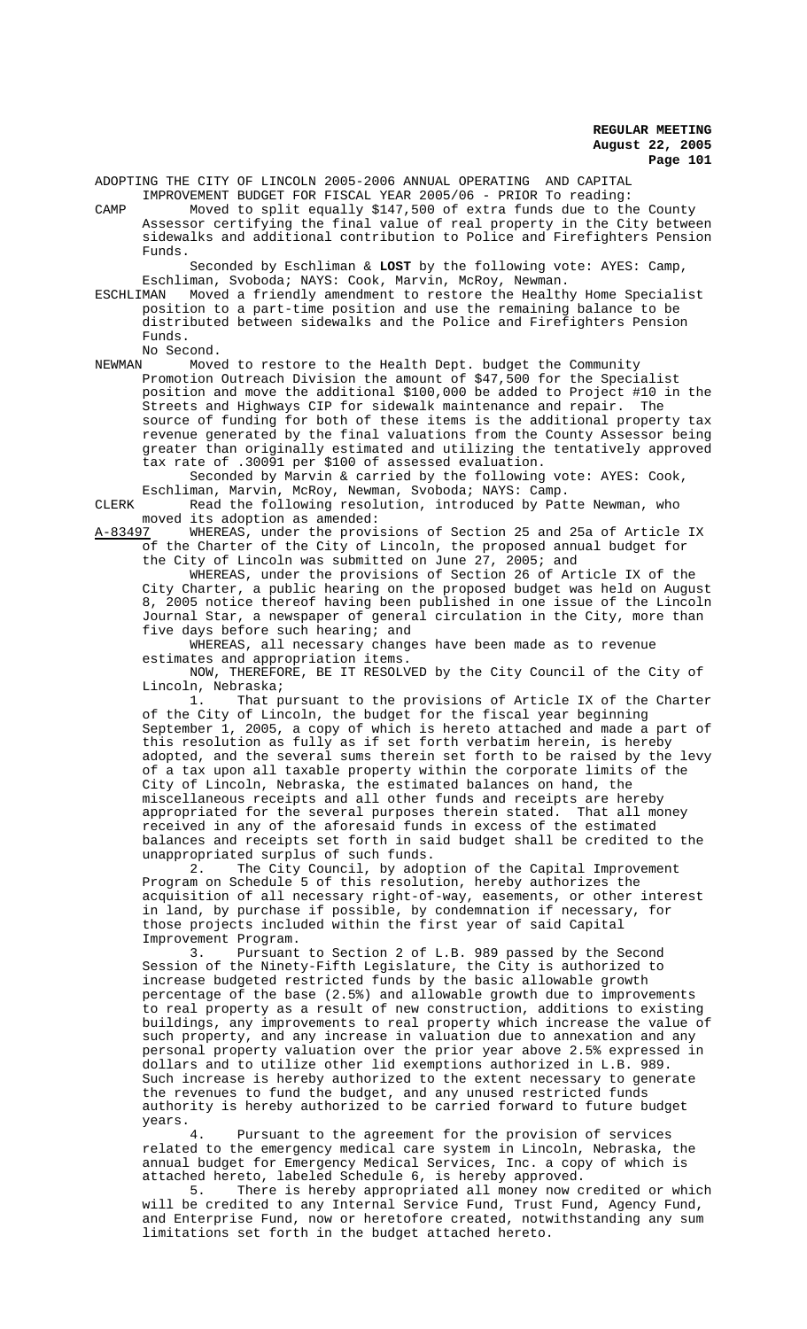ADOPTING THE CITY OF LINCOLN 2005-2006 ANNUAL OPERATING AND CAPITAL IMPROVEMENT BUDGET FOR FISCAL YEAR 2005/06 - PRIOR To reading:

CAMP Moved to split equally $147,500 of extra funds due to the County Assessor certifying the final value of real property in the City between sidewalks and additional contribution to Police and Firefighters Pension Funds.

Seconded by Eschliman & **LOST** by the following vote: AYES: Camp, Eschliman, Svoboda; NAYS: Cook, Marvin, McRoy, Newman.

ESCHLIMAN Moved a friendly amendment to restore the Healthy Home Specialist position to a part-time position and use the remaining balance to be distributed between sidewalks and the Police and Firefighters Pension Funds.

No Second.

NEWMAN Moved to restore to the Health Dept. budget the Community Promotion Outreach Division the amount of $47,500 for the Specialist position and move the additional $100,000 be added to Project #10 in the Streets and Highways CIP for sidewalk maintenance and repair. The source of funding for both of these items is the additional property tax revenue generated by the final valuations from the County Assessor being greater than originally estimated and utilizing the tentatively approved tax rate of .30091 per $100 of assessed evaluation.

Seconded by Marvin & carried by the following vote: AYES: Cook, Eschliman, Marvin, McRoy, Newman, Svoboda; NAYS: Camp.

CLERK Read the following resolution, introduced by Patte Newman, who moved its adoption as amended:

A-83497 WHEREAS, under the provisions of Section 25 and 25a of Article IX of the Charter of the City of Lincoln, the proposed annual budget for the City of Lincoln was submitted on June 27, 2005; and

WHEREAS, under the provisions of Section 26 of Article IX of the City Charter, a public hearing on the proposed budget was held on August 8, 2005 notice thereof having been published in one issue of the Lincoln Journal Star, a newspaper of general circulation in the City, more than five days before such hearing; and

WHEREAS, all necessary changes have been made as to revenue estimates and appropriation items.

NOW, THEREFORE, BE IT RESOLVED by the City Council of the City of Lincoln, Nebraska;

1. That pursuant to the provisions of Article IX of the Charter of the City of Lincoln, the budget for the fiscal year beginning September 1, 2005, a copy of which is hereto attached and made a part of this resolution as fully as if set forth verbatim herein, is hereby adopted, and the several sums therein set forth to be raised by the levy of a tax upon all taxable property within the corporate limits of the City of Lincoln, Nebraska, the estimated balances on hand, the miscellaneous receipts and all other funds and receipts are hereby appropriated for the several purposes therein stated. That all money received in any of the aforesaid funds in excess of the estimated balances and receipts set forth in said budget shall be credited to the unappropriated surplus of such funds.

2. The City Council, by adoption of the Capital Improvement Program on Schedule 5 of this resolution, hereby authorizes the acquisition of all necessary right-of-way, easements, or other interest in land, by purchase if possible, by condemnation if necessary, for those projects included within the first year of said Capital Improvement Program.

3. Pursuant to Section 2 of L.B. 989 passed by the Second Session of the Ninety-Fifth Legislature, the City is authorized to increase budgeted restricted funds by the basic allowable growth percentage of the base (2.5%) and allowable growth due to improvements to real property as a result of new construction, additions to existing buildings, any improvements to real property which increase the value of such property, and any increase in valuation due to annexation and any personal property valuation over the prior year above 2.5% expressed in dollars and to utilize other lid exemptions authorized in L.B. 989. Such increase is hereby authorized to the extent necessary to generate the revenues to fund the budget, and any unused restricted funds authority is hereby authorized to be carried forward to future budget years.

4. Pursuant to the agreement for the provision of services related to the emergency medical care system in Lincoln, Nebraska, the annual budget for Emergency Medical Services, Inc. a copy of which is attached hereto, labeled Schedule 6, is hereby approved.

5. There is hereby appropriated all money now credited or which will be credited to any Internal Service Fund, Trust Fund, Agency Fund, and Enterprise Fund, now or heretofore created, notwithstanding any sum limitations set forth in the budget attached hereto.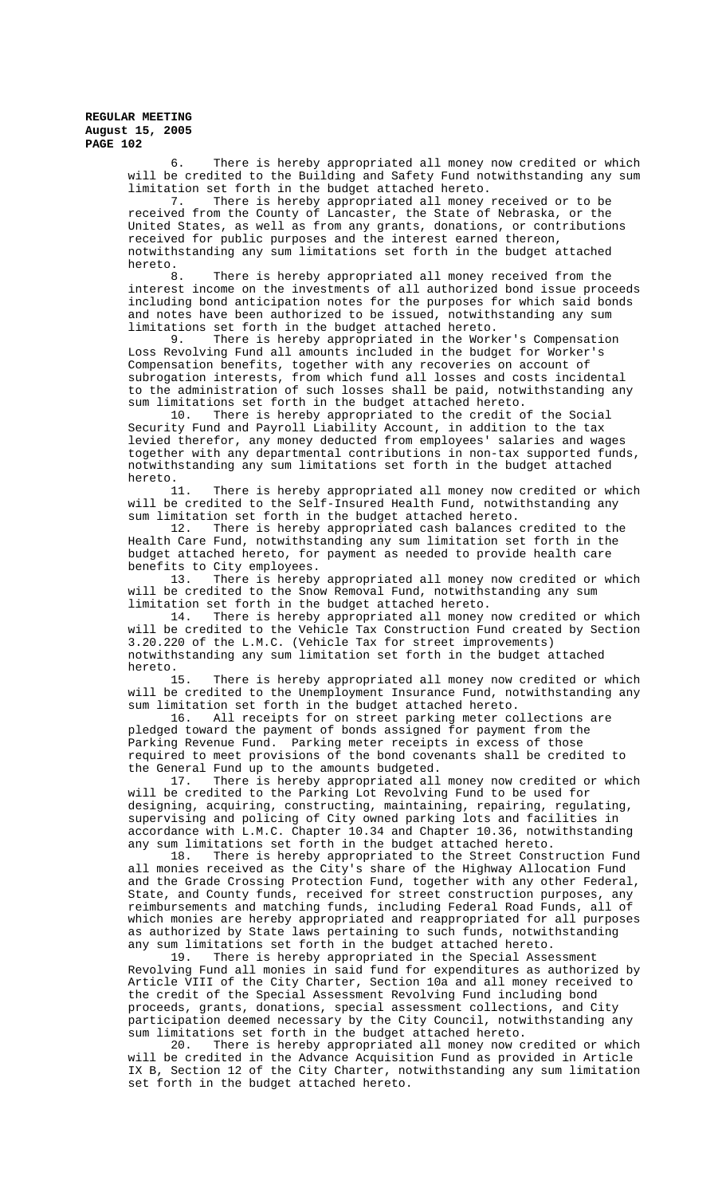6. There is hereby appropriated all money now credited or which will be credited to the Building and Safety Fund notwithstanding any sum limitation set forth in the budget attached hereto.

7. There is hereby appropriated all money received or to be received from the County of Lancaster, the State of Nebraska, or the United States, as well as from any grants, donations, or contributions received for public purposes and the interest earned thereon, notwithstanding any sum limitations set forth in the budget attached hereto.

8. There is hereby appropriated all money received from the interest income on the investments of all authorized bond issue proceeds including bond anticipation notes for the purposes for which said bonds and notes have been authorized to be issued, notwithstanding any sum limitations set forth in the budget attached hereto.

9. There is hereby appropriated in the Worker's Compensation Loss Revolving Fund all amounts included in the budget for Worker's Compensation benefits, together with any recoveries on account of subrogation interests, from which fund all losses and costs incidental to the administration of such losses shall be paid, notwithstanding any sum limitations set forth in the budget attached hereto.

10. There is hereby appropriated to the credit of the Social Security Fund and Payroll Liability Account, in addition to the tax levied therefor, any money deducted from employees' salaries and wages together with any departmental contributions in non-tax supported funds, notwithstanding any sum limitations set forth in the budget attached hereto.

11. There is hereby appropriated all money now credited or which will be credited to the Self-Insured Health Fund, notwithstanding any sum limitation set forth in the budget attached hereto.

12. There is hereby appropriated cash balances credited to the Health Care Fund, notwithstanding any sum limitation set forth in the budget attached hereto, for payment as needed to provide health care benefits to City employees.

13. There is hereby appropriated all money now credited or which will be credited to the Snow Removal Fund, notwithstanding any sum limitation set forth in the budget attached hereto.

14. There is hereby appropriated all money now credited or which will be credited to the Vehicle Tax Construction Fund created by Section 3.20.220 of the L.M.C. (Vehicle Tax for street improvements) notwithstanding any sum limitation set forth in the budget attached hereto.

15. There is hereby appropriated all money now credited or which will be credited to the Unemployment Insurance Fund, notwithstanding any sum limitation set forth in the budget attached hereto.

16. All receipts for on street parking meter collections are pledged toward the payment of bonds assigned for payment from the Parking Revenue Fund. Parking meter receipts in excess of those required to meet provisions of the bond covenants shall be credited to the General Fund up to the amounts budgeted.

17. There is hereby appropriated all money now credited or which will be credited to the Parking Lot Revolving Fund to be used for designing, acquiring, constructing, maintaining, repairing, regulating, supervising and policing of City owned parking lots and facilities in accordance with L.M.C. Chapter 10.34 and Chapter 10.36, notwithstanding any sum limitations set forth in the budget attached hereto.

18. There is hereby appropriated to the Street Construction Fund all monies received as the City's share of the Highway Allocation Fund and the Grade Crossing Protection Fund, together with any other Federal, State, and County funds, received for street construction purposes, any reimbursements and matching funds, including Federal Road Funds, all of which monies are hereby appropriated and reappropriated for all purposes as authorized by State laws pertaining to such funds, notwithstanding any sum limitations set forth in the budget attached hereto.

19. There is hereby appropriated in the Special Assessment Revolving Fund all monies in said fund for expenditures as authorized by Article VIII of the City Charter, Section 10a and all money received to the credit of the Special Assessment Revolving Fund including bond proceeds, grants, donations, special assessment collections, and City participation deemed necessary by the City Council, notwithstanding any sum limitations set forth in the budget attached hereto.

20. There is hereby appropriated all money now credited or which will be credited in the Advance Acquisition Fund as provided in Article IX B, Section 12 of the City Charter, notwithstanding any sum limitation set forth in the budget attached hereto.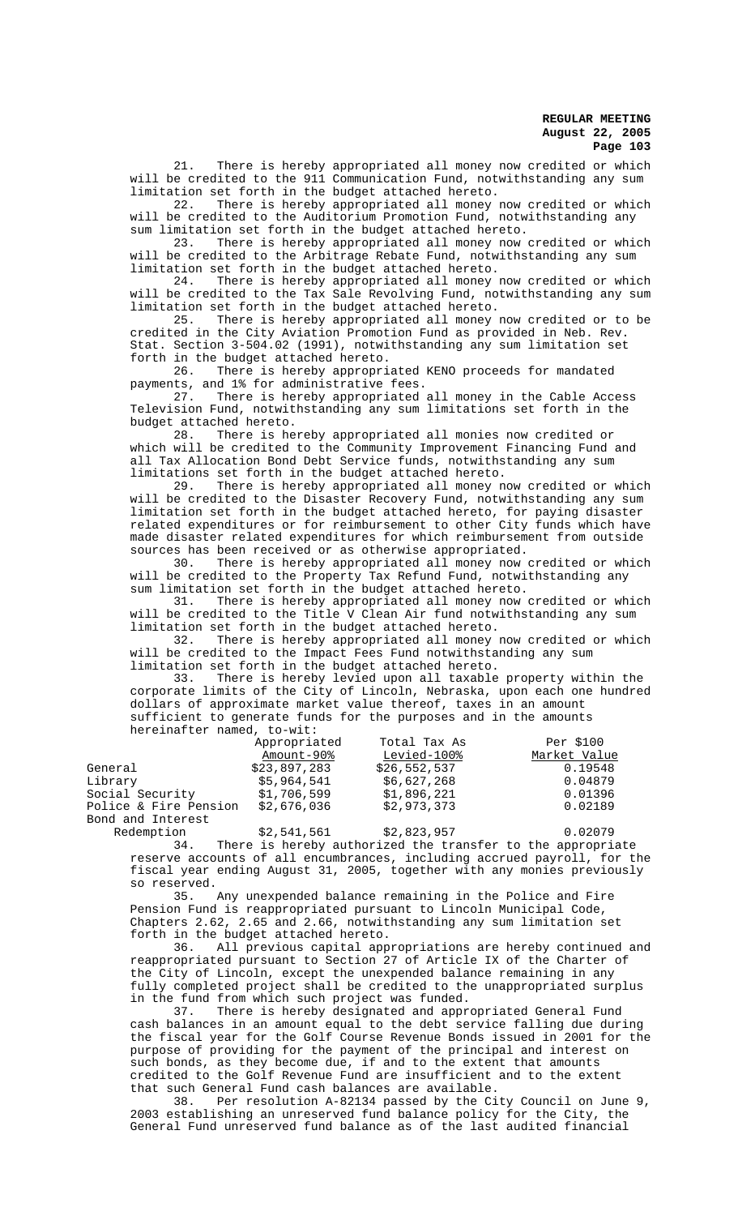21. There is hereby appropriated all money now credited or which will be credited to the 911 Communication Fund, notwithstanding any sum limitation set forth in the budget attached hereto.

22. There is hereby appropriated all money now credited or which will be credited to the Auditorium Promotion Fund, notwithstanding any sum limitation set forth in the budget attached hereto.

23. There is hereby appropriated all money now credited or which will be credited to the Arbitrage Rebate Fund, notwithstanding any sum limitation set forth in the budget attached hereto.

24. There is hereby appropriated all money now credited or which will be credited to the Tax Sale Revolving Fund, notwithstanding any sum limitation set forth in the budget attached hereto.

25. There is hereby appropriated all money now credited or to be credited in the City Aviation Promotion Fund as provided in Neb. Rev. Stat. Section 3-504.02 (1991), notwithstanding any sum limitation set forth in the budget attached hereto.

26. There is hereby appropriated KENO proceeds for mandated payments, and 1% for administrative fees.

27. There is hereby appropriated all money in the Cable Access Television Fund, notwithstanding any sum limitations set forth in the budget attached hereto.

28. There is hereby appropriated all monies now credited or which will be credited to the Community Improvement Financing Fund and all Tax Allocation Bond Debt Service funds, notwithstanding any sum limitations set forth in the budget attached hereto.

29. There is hereby appropriated all money now credited or which will be credited to the Disaster Recovery Fund, notwithstanding any sum limitation set forth in the budget attached hereto, for paying disaster related expenditures or for reimbursement to other City funds which have made disaster related expenditures for which reimbursement from outside sources has been received or as otherwise appropriated.

30. There is hereby appropriated all money now credited or which will be credited to the Property Tax Refund Fund, notwithstanding any sum limitation set forth in the budget attached hereto.

31. There is hereby appropriated all money now credited or which will be credited to the Title V Clean Air fund notwithstanding any sum limitation set forth in the budget attached hereto.

32. There is hereby appropriated all money now credited or which will be credited to the Impact Fees Fund notwithstanding any sum limitation set forth in the budget attached hereto.

33. There is hereby levied upon all taxable property within the corporate limits of the City of Lincoln, Nebraska, upon each one hundred dollars of approximate market value thereof, taxes in an amount sufficient to generate funds for the purposes and in the amounts hereinafter named, to-wit:

| | Appropriated Amount-90% | Total Tax As Levied-100% | Per $100 Market Value |
|---|---|---|---|
| General | $23,897,283 | $26,552,537 | 0.19548 |
| Library | $5,964,541 | $6,627,268 | 0.04879 |
| Social Security | $1,706,599 | $1,896,221 | 0.01396 |
| Police & Fire Pension | $2,676,036 | $2,973,373 | 0.02189 |
| Bond and Interest Redemption | $2,541,561 | $2,823,957 | 0.02079 |

34. There is hereby authorized the transfer to the appropriate reserve accounts of all encumbrances, including accrued payroll, for the fiscal year ending August 31, 2005, together with any monies previously so reserved.

35. Any unexpended balance remaining in the Police and Fire Pension Fund is reappropriated pursuant to Lincoln Municipal Code, Chapters 2.62, 2.65 and 2.66, notwithstanding any sum limitation set forth in the budget attached hereto.

36. All previous capital appropriations are hereby continued and reappropriated pursuant to Section 27 of Article IX of the Charter of the City of Lincoln, except the unexpended balance remaining in any fully completed project shall be credited to the unappropriated surplus in the fund from which such project was funded.

37. There is hereby designated and appropriated General Fund cash balances in an amount equal to the debt service falling due during the fiscal year for the Golf Course Revenue Bonds issued in 2001 for the purpose of providing for the payment of the principal and interest on such bonds, as they become due, if and to the extent that amounts credited to the Golf Revenue Fund are insufficient and to the extent that such General Fund cash balances are available.

38. Per resolution A-82134 passed by the City Council on June 9, 2003 establishing an unreserved fund balance policy for the City, the General Fund unreserved fund balance as of the last audited financial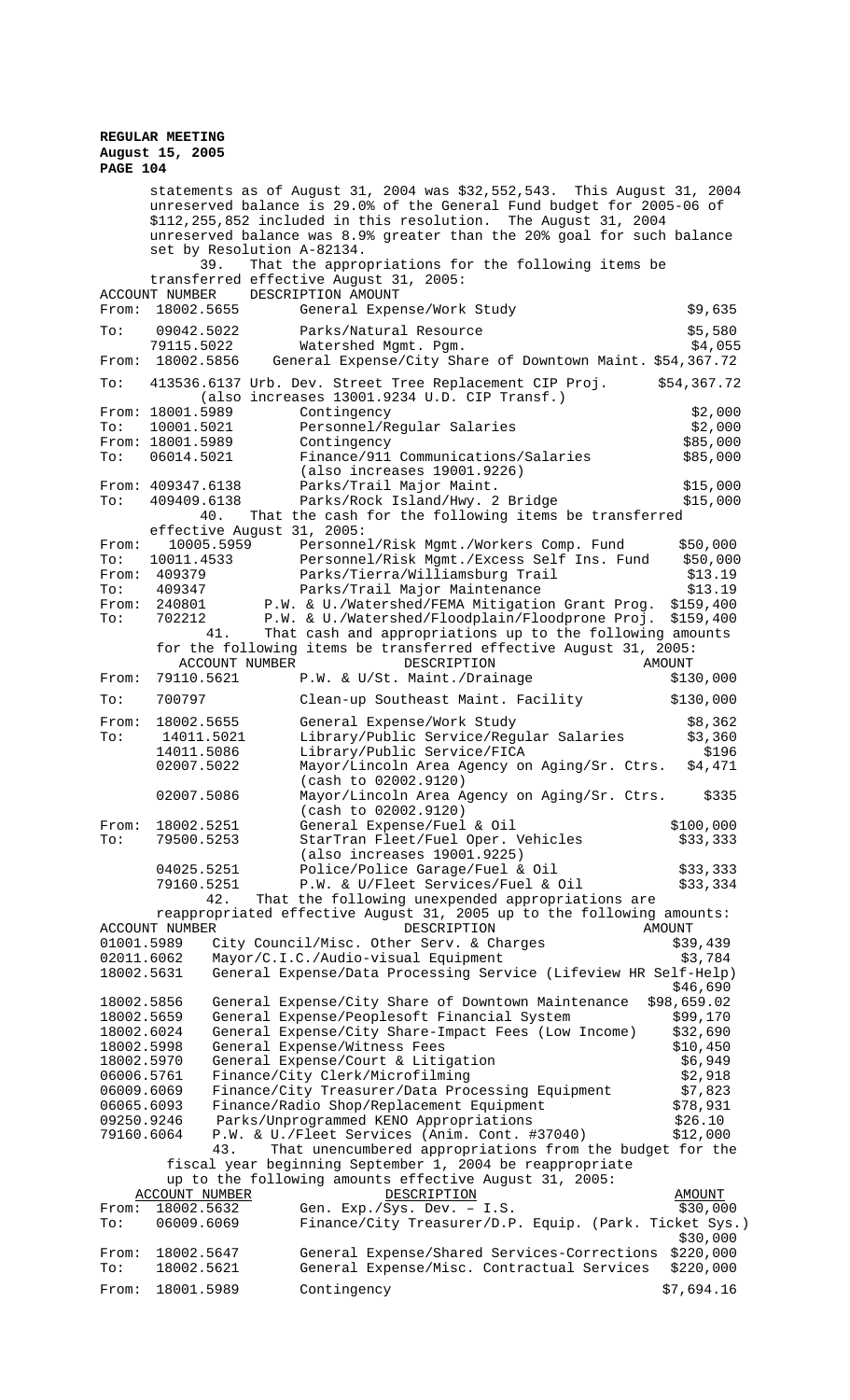statements as of August 31, 2004 was $32,552,543. This August 31, 2004 unreserved balance is 29.0% of the General Fund budget for 2005-06 of $112,255,852 included in this resolution. The August 31, 2004 unreserved balance was 8.9% greater than the 20% goal for such balance set by Resolution A-82134.

39. That the appropriations for the following items be transferred effective August 31, 2005:

| | ACCOUNT NUMBER | DESCRIPTION | AMOUNT |
|---|---|---|---|
| From: | 18002.5655 | General Expense/Work Study | $9,635 |
| To: | 09042.5022 | Parks/Natural Resource | $5,580 |
| | 79115.5022 | Watershed Mgmt. Pgm. | $4,055 |
| From: | 18002.5856 | General Expense/City Share of Downtown Maint. | $54,367.72 |
| To: | 413536.6137 | Urb. Dev. Street Tree Replacement CIP Proj. (also increases 13001.9234 U.D. CIP Transf.) | $54,367.72 |
| From: | 18001.5989 | Contingency | $2,000 |
| To: | 10001.5021 | Personnel/Regular Salaries | $2,000 |
| From: | 18001.5989 | Contingency | $85,000 |
| To: | 06014.5021 | Finance/911 Communications/Salaries (also increases 19001.9226) | $85,000 |
| From: | 409347.6138 | Parks/Trail Major Maint. | $15,000 |
| To: | 409409.6138 | Parks/Rock Island/Hwy. 2 Bridge | $15,000 |

40. That the cash for the following items be transferred effective August 31, 2005:

| | ACCOUNT NUMBER | DESCRIPTION | AMOUNT |
|---|---|---|---|
| From: | 10005.5959 | Personnel/Risk Mgmt./Workers Comp. Fund | $50,000 |
| To: | 10011.4533 | Personnel/Risk Mgmt./Excess Self Ins. Fund | $50,000 |
| From: | 409379 | Parks/Tierra/Williamsburg Trail | $13.19 |
| To: | 409347 | Parks/Trail Major Maintenance | $13.19 |
| From: | 240801 | P.W. & U./Watershed/FEMA Mitigation Grant Prog. | $159,400 |
| To: | 702212 | P.W. & U./Watershed/Floodplain/Floodprone Proj. | $159,400 |

41. That cash and appropriations up to the following amounts for the following items be transferred effective August 31, 2005:

| | ACCOUNT NUMBER | DESCRIPTION | AMOUNT |
|---|---|---|---|
| From: | 79110.5621 | P.W. & U/St. Maint./Drainage | $130,000 |
| To: | 700797 | Clean-up Southeast Maint. Facility | $130,000 |
| From: | 18002.5655 | General Expense/Work Study | $8,362 |
| To: | 14011.5021 | Library/Public Service/Regular Salaries | $3,360 |
| | 14011.5086 | Library/Public Service/FICA | $196 |
| | 02007.5022 | Mayor/Lincoln Area Agency on Aging/Sr. Ctrs. (cash to 02002.9120) | $4,471 |
| | 02007.5086 | Mayor/Lincoln Area Agency on Aging/Sr. Ctrs. (cash to 02002.9120) | $335 |
| From: | 18002.5251 | General Expense/Fuel & Oil | $100,000 |
| To: | 79500.5253 | StarTran Fleet/Fuel Oper. Vehicles (also increases 19001.9225) | $33,333 |
| | 04025.5251 | Police/Police Garage/Fuel & Oil | $33,333 |
| | 79160.5251 | P.W. & U/Fleet Services/Fuel & Oil | $33,334 |

42. That the following unexpended appropriations are reappropriated effective August 31, 2005 up to the following amounts:

| ACCOUNT NUMBER | DESCRIPTION | AMOUNT |
|---|---|---|
| 01001.5989 | City Council/Misc. Other Serv. & Charges | $39,439 |
| 02011.6062 | Mayor/C.I.C./Audio-visual Equipment | $3,784 |
| 18002.5631 | General Expense/Data Processing Service (Lifeview HR Self-Help) | $46,690 |
| 18002.5856 | General Expense/City Share of Downtown Maintenance | $98,659.02 |
| 18002.5659 | General Expense/Peoplesoft Financial System | $99,170 |
| 18002.6024 | General Expense/City Share-Impact Fees (Low Income) | $32,690 |
| 18002.5998 | General Expense/Witness Fees | $10,450 |
| 18002.5970 | General Expense/Court & Litigation | $6,949 |
| 06006.5761 | Finance/City Clerk/Microfilming | $2,918 |
| 06009.6069 | Finance/City Treasurer/Data Processing Equipment | $7,823 |
| 06065.6093 | Finance/Radio Shop/Replacement Equipment | $78,931 |
| 09250.9246 | Parks/Unprogrammed KENO Appropriations | $26.10 |
| 79160.6064 | P.W. & U./Fleet Services (Anim. Cont. #37040) | $12,000 |

43. That unencumbered appropriations from the budget for the fiscal year beginning September 1, 2004 be reappropriate up to the following amounts effective August 31, 2005:

| | ACCOUNT NUMBER | DESCRIPTION | AMOUNT |
|---|---|---|---|
| From: | 18002.5632 | Gen. Exp./Sys. Dev. – I.S. | $30,000 |
| To: | 06009.6069 | Finance/City Treasurer/D.P. Equip. (Park. Ticket Sys.) | $30,000 |
| From: | 18002.5647 | General Expense/Shared Services-Corrections | $220,000 |
| To: | 18002.5621 | General Expense/Misc. Contractual Services | $220,000 |
| From: | 18001.5989 | Contingency | $7,694.16 |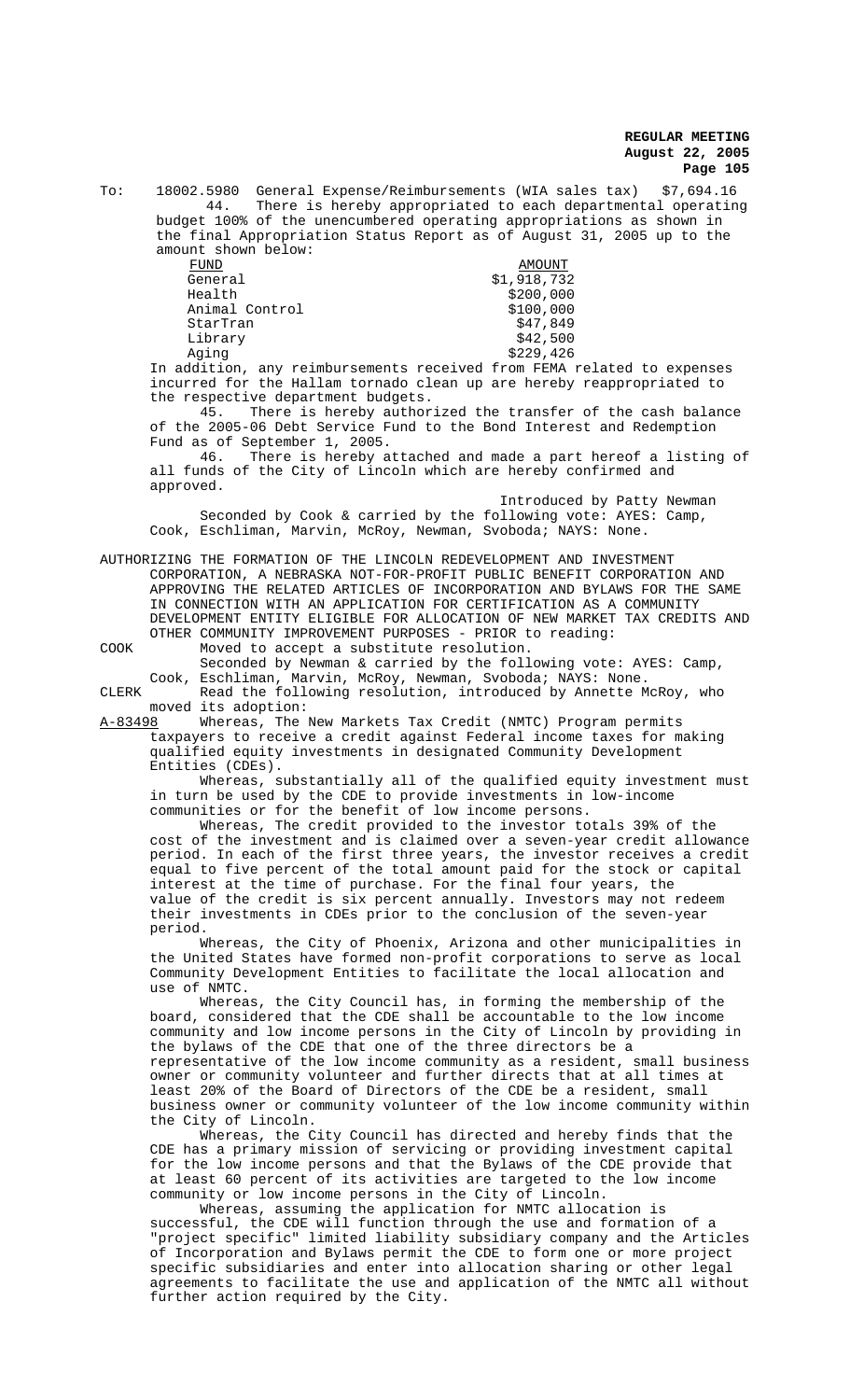To: 18002.5980 General Expense/Reimbursements (WIA sales tax) $7,694.16

44. There is hereby appropriated to each departmental operating budget 100% of the unencumbered operating appropriations as shown in the final Appropriation Status Report as of August 31, 2005 up to the amount shown below:

| FUND | AMOUNT |
|---|---|
| General | $1,918,732 |
| Health | $200,000 |
| Animal Control | $100,000 |
| StarTran | $47,849 |
| Library | $42,500 |
| Aging | $229,426 |

In addition, any reimbursements received from FEMA related to expenses incurred for the Hallam tornado clean up are hereby reappropriated to the respective department budgets.

45. There is hereby authorized the transfer of the cash balance of the 2005-06 Debt Service Fund to the Bond Interest and Redemption Fund as of September 1, 2005.

46. There is hereby attached and made a part hereof a listing of all funds of the City of Lincoln which are hereby confirmed and approved.

Introduced by Patty Newman

Seconded by Cook & carried by the following vote: AYES: Camp, Cook, Eschliman, Marvin, McRoy, Newman, Svoboda; NAYS: None.

AUTHORIZING THE FORMATION OF THE LINCOLN REDEVELOPMENT AND INVESTMENT CORPORATION, A NEBRASKA NOT-FOR-PROFIT PUBLIC BENEFIT CORPORATION AND APPROVING THE RELATED ARTICLES OF INCORPORATION AND BYLAWS FOR THE SAME IN CONNECTION WITH AN APPLICATION FOR CERTIFICATION AS A COMMUNITY DEVELOPMENT ENTITY ELIGIBLE FOR ALLOCATION OF NEW MARKET TAX CREDITS AND OTHER COMMUNITY IMPROVEMENT PURPOSES - PRIOR to reading:

COOK Moved to accept a substitute resolution.

Seconded by Newman & carried by the following vote: AYES: Camp, Cook, Eschliman, Marvin, McRoy, Newman, Svoboda; NAYS: None.

CLERK Read the following resolution, introduced by Annette McRoy, who moved its adoption:

A-83498 Whereas, The New Markets Tax Credit (NMTC) Program permits taxpayers to receive a credit against Federal income taxes for making qualified equity investments in designated Community Development Entities (CDEs).

Whereas, substantially all of the qualified equity investment must in turn be used by the CDE to provide investments in low-income communities or for the benefit of low income persons.

Whereas, The credit provided to the investor totals 39% of the cost of the investment and is claimed over a seven-year credit allowance period. In each of the first three years, the investor receives a credit equal to five percent of the total amount paid for the stock or capital interest at the time of purchase. For the final four years, the value of the credit is six percent annually. Investors may not redeem their investments in CDEs prior to the conclusion of the seven-year period.

Whereas, the City of Phoenix, Arizona and other municipalities in the United States have formed non-profit corporations to serve as local Community Development Entities to facilitate the local allocation and use of NMTC.

Whereas, the City Council has, in forming the membership of the board, considered that the CDE shall be accountable to the low income community and low income persons in the City of Lincoln by providing in the bylaws of the CDE that one of the three directors be a representative of the low income community as a resident, small business owner or community volunteer and further directs that at all times at least 20% of the Board of Directors of the CDE be a resident, small business owner or community volunteer of the low income community within the City of Lincoln.

Whereas, the City Council has directed and hereby finds that the CDE has a primary mission of servicing or providing investment capital for the low income persons and that the Bylaws of the CDE provide that at least 60 percent of its activities are targeted to the low income community or low income persons in the City of Lincoln.

Whereas, assuming the application for NMTC allocation is successful, the CDE will function through the use and formation of a "project specific" limited liability subsidiary company and the Articles of Incorporation and Bylaws permit the CDE to form one or more project specific subsidiaries and enter into allocation sharing or other legal agreements to facilitate the use and application of the NMTC all without further action required by the City.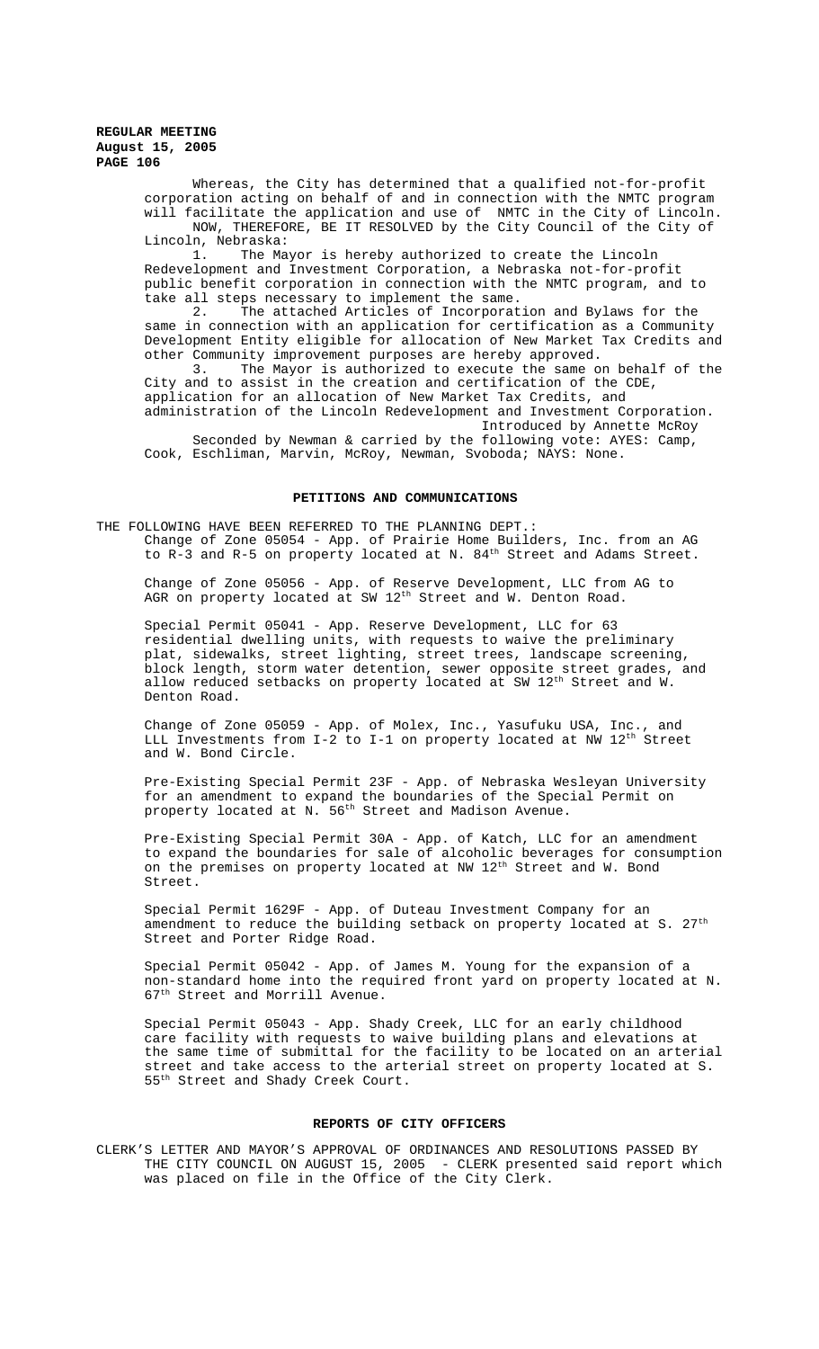Whereas, the City has determined that a qualified not-for-profit corporation acting on behalf of and in connection with the NMTC program will facilitate the application and use of NMTC in the City of Lincoln.

NOW, THEREFORE, BE IT RESOLVED by the City Council of the City of Lincoln, Nebraska:

1. The Mayor is hereby authorized to create the Lincoln Redevelopment and Investment Corporation, a Nebraska not-for-profit public benefit corporation in connection with the NMTC program, and to take all steps necessary to implement the same.

2. The attached Articles of Incorporation and Bylaws for the same in connection with an application for certification as a Community Development Entity eligible for allocation of New Market Tax Credits and other Community improvement purposes are hereby approved.

3. The Mayor is authorized to execute the same on behalf of the City and to assist in the creation and certification of the CDE, application for an allocation of New Market Tax Credits, and administration of the Lincoln Redevelopment and Investment Corporation.

Introduced by Annette McRoy

Seconded by Newman & carried by the following vote: AYES: Camp, Cook, Eschliman, Marvin, McRoy, Newman, Svoboda; NAYS: None.

## PETITIONS AND COMMUNICATIONS

THE FOLLOWING HAVE BEEN REFERRED TO THE PLANNING DEPT.:

Change of Zone 05054 - App. of Prairie Home Builders, Inc. from an AG to R-3 and R-5 on property located at N. 84th Street and Adams Street.

Change of Zone 05056 - App. of Reserve Development, LLC from AG to AGR on property located at SW 12th Street and W. Denton Road.

Special Permit 05041 - App. Reserve Development, LLC for 63 residential dwelling units, with requests to waive the preliminary plat, sidewalks, street lighting, street trees, landscape screening, block length, storm water detention, sewer opposite street grades, and allow reduced setbacks on property located at SW 12th Street and W. Denton Road.

Change of Zone 05059 - App. of Molex, Inc., Yasufuku USA, Inc., and LLL Investments from I-2 to I-1 on property located at NW 12th Street and W. Bond Circle.

Pre-Existing Special Permit 23F - App. of Nebraska Wesleyan University for an amendment to expand the boundaries of the Special Permit on property located at N. 56th Street and Madison Avenue.

Pre-Existing Special Permit 30A - App. of Katch, LLC for an amendment to expand the boundaries for sale of alcoholic beverages for consumption on the premises on property located at NW 12th Street and W. Bond Street.

Special Permit 1629F - App. of Duteau Investment Company for an amendment to reduce the building setback on property located at S. 27th Street and Porter Ridge Road.

Special Permit 05042 - App. of James M. Young for the expansion of a non-standard home into the required front yard on property located at N. 67th Street and Morrill Avenue.

Special Permit 05043 - App. Shady Creek, LLC for an early childhood care facility with requests to waive building plans and elevations at the same time of submittal for the facility to be located on an arterial street and take access to the arterial street on property located at S. 55th Street and Shady Creek Court.

## REPORTS OF CITY OFFICERS

CLERK'S LETTER AND MAYOR'S APPROVAL OF ORDINANCES AND RESOLUTIONS PASSED BY THE CITY COUNCIL ON AUGUST 15, 2005 - CLERK presented said report which was placed on file in the Office of the City Clerk.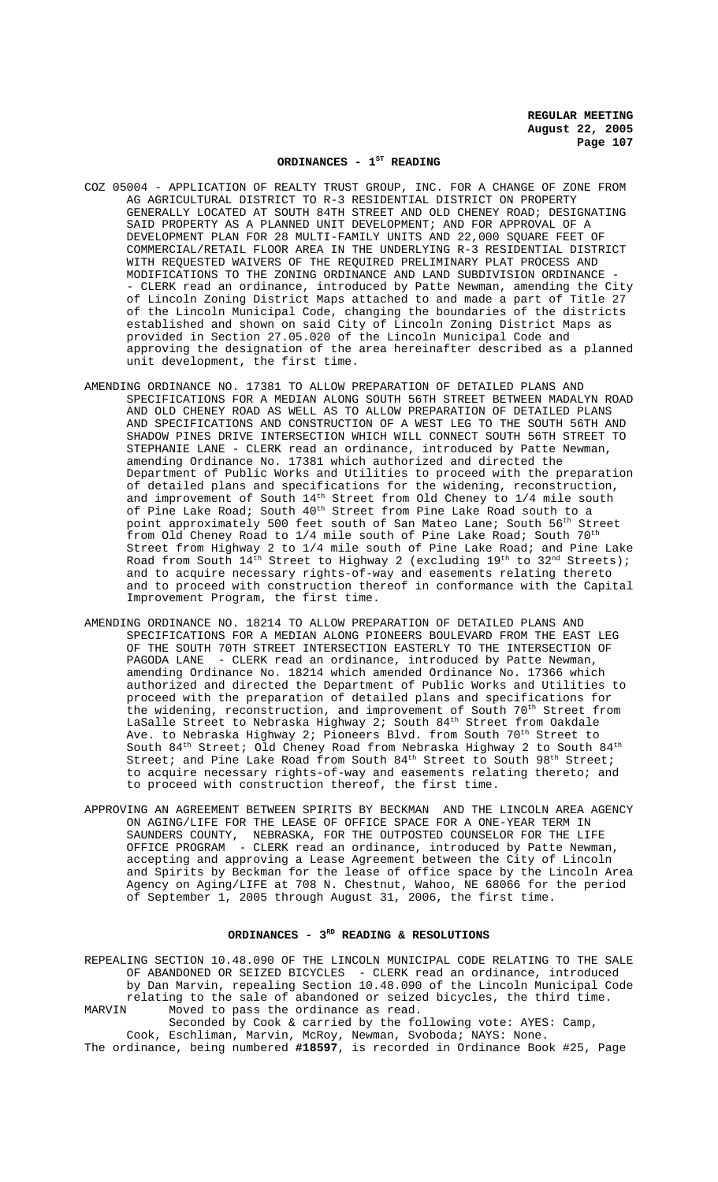## ORDINANCES - 1ST READING

COZ 05004 - APPLICATION OF REALTY TRUST GROUP, INC. FOR A CHANGE OF ZONE FROM AG AGRICULTURAL DISTRICT TO R-3 RESIDENTIAL DISTRICT ON PROPERTY GENERALLY LOCATED AT SOUTH 84TH STREET AND OLD CHENEY ROAD; DESIGNATING SAID PROPERTY AS A PLANNED UNIT DEVELOPMENT; AND FOR APPROVAL OF A DEVELOPMENT PLAN FOR 28 MULTI-FAMILY UNITS AND 22,000 SQUARE FEET OF COMMERCIAL/RETAIL FLOOR AREA IN THE UNDERLYING R-3 RESIDENTIAL DISTRICT WITH REQUESTED WAIVERS OF THE REQUIRED PRELIMINARY PLAT PROCESS AND MODIFICATIONS TO THE ZONING ORDINANCE AND LAND SUBDIVISION ORDINANCE - - CLERK read an ordinance, introduced by Patte Newman, amending the City of Lincoln Zoning District Maps attached to and made a part of Title 27 of the Lincoln Municipal Code, changing the boundaries of the districts established and shown on said City of Lincoln Zoning District Maps as provided in Section 27.05.020 of the Lincoln Municipal Code and approving the designation of the area hereinafter described as a planned unit development, the first time.

AMENDING ORDINANCE NO. 17381 TO ALLOW PREPARATION OF DETAILED PLANS AND SPECIFICATIONS FOR A MEDIAN ALONG SOUTH 56TH STREET BETWEEN MADALYN ROAD AND OLD CHENEY ROAD AS WELL AS TO ALLOW PREPARATION OF DETAILED PLANS AND SPECIFICATIONS AND CONSTRUCTION OF A WEST LEG TO THE SOUTH 56TH AND SHADOW PINES DRIVE INTERSECTION WHICH WILL CONNECT SOUTH 56TH STREET TO STEPHANIE LANE - CLERK read an ordinance, introduced by Patte Newman, amending Ordinance No. 17381 which authorized and directed the Department of Public Works and Utilities to proceed with the preparation of detailed plans and specifications for the widening, reconstruction, and improvement of South 14th Street from Old Cheney to 1/4 mile south of Pine Lake Road; South 40th Street from Pine Lake Road south to a point approximately 500 feet south of San Mateo Lane; South 56th Street from Old Cheney Road to 1/4 mile south of Pine Lake Road; South 70th Street from Highway 2 to 1/4 mile south of Pine Lake Road; and Pine Lake Road from South 14th Street to Highway 2 (excluding 19th to 32nd Streets); and to acquire necessary rights-of-way and easements relating thereto and to proceed with construction thereof in conformance with the Capital Improvement Program, the first time.

AMENDING ORDINANCE NO. 18214 TO ALLOW PREPARATION OF DETAILED PLANS AND SPECIFICATIONS FOR A MEDIAN ALONG PIONEERS BOULEVARD FROM THE EAST LEG OF THE SOUTH 70TH STREET INTERSECTION EASTERLY TO THE INTERSECTION OF PAGODA LANE - CLERK read an ordinance, introduced by Patte Newman, amending Ordinance No. 18214 which amended Ordinance No. 17366 which authorized and directed the Department of Public Works and Utilities to proceed with the preparation of detailed plans and specifications for the widening, reconstruction, and improvement of South 70th Street from LaSalle Street to Nebraska Highway 2; South 84th Street from Oakdale Ave. to Nebraska Highway 2; Pioneers Blvd. from South 70th Street to South 84th Street; Old Cheney Road from Nebraska Highway 2 to South 84th Street; and Pine Lake Road from South 84th Street to South 98th Street; to acquire necessary rights-of-way and easements relating thereto; and to proceed with construction thereof, the first time.

APPROVING AN AGREEMENT BETWEEN SPIRITS BY BECKMAN AND THE LINCOLN AREA AGENCY ON AGING/LIFE FOR THE LEASE OF OFFICE SPACE FOR A ONE-YEAR TERM IN SAUNDERS COUNTY, NEBRASKA, FOR THE OUTPOSTED COUNSELOR FOR THE LIFE OFFICE PROGRAM - CLERK read an ordinance, introduced by Patte Newman, accepting and approving a Lease Agreement between the City of Lincoln and Spirits by Beckman for the lease of office space by the Lincoln Area Agency on Aging/LIFE at 708 N. Chestnut, Wahoo, NE 68066 for the period of September 1, 2005 through August 31, 2006, the first time.

## ORDINANCES - 3RD READING & RESOLUTIONS

REPEALING SECTION 10.48.090 OF THE LINCOLN MUNICIPAL CODE RELATING TO THE SALE OF ABANDONED OR SEIZED BICYCLES - CLERK read an ordinance, introduced by Dan Marvin, repealing Section 10.48.090 of the Lincoln Municipal Code relating to the sale of abandoned or seized bicycles, the third time.

MARVIN Moved to pass the ordinance as read.

Seconded by Cook & carried by the following vote: AYES: Camp, Cook, Eschliman, Marvin, McRoy, Newman, Svoboda; NAYS: None.

The ordinance, being numbered **#18597**, is recorded in Ordinance Book #25, Page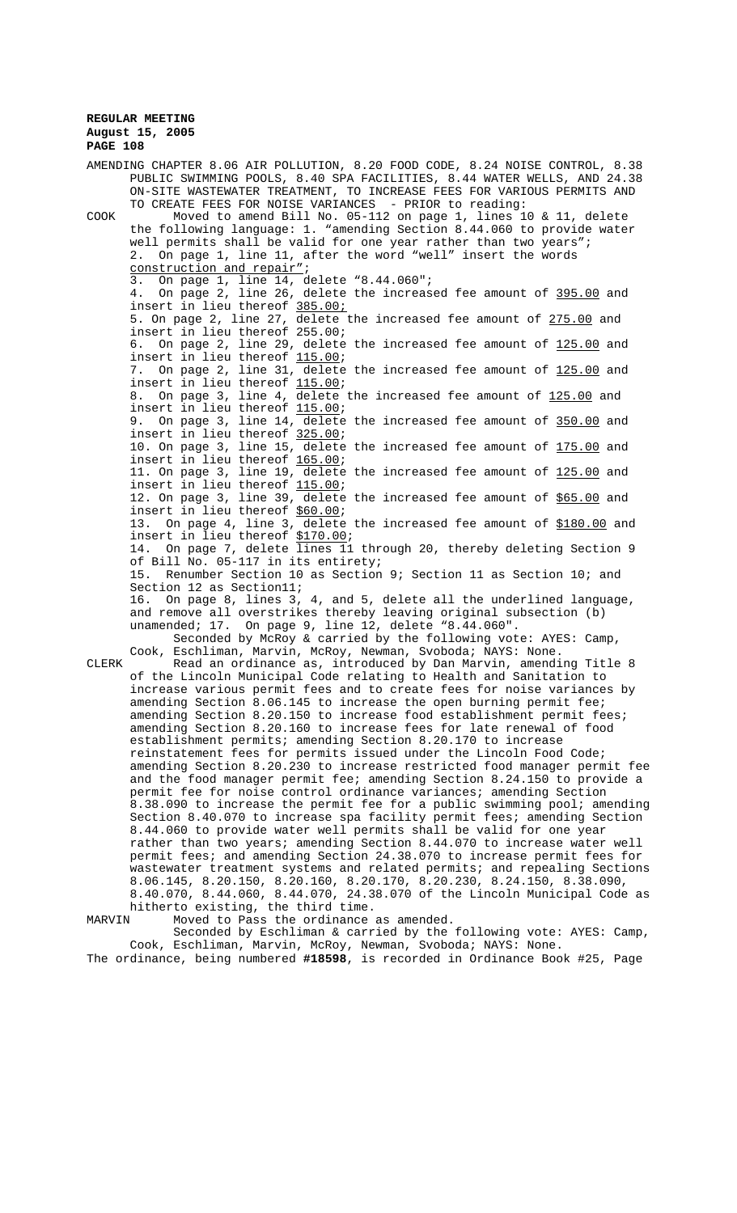AMENDING CHAPTER 8.06 AIR POLLUTION, 8.20 FOOD CODE, 8.24 NOISE CONTROL, 8.38 PUBLIC SWIMMING POOLS, 8.40 SPA FACILITIES, 8.44 WATER WELLS, AND 24.38 ON-SITE WASTEWATER TREATMENT, TO INCREASE FEES FOR VARIOUS PERMITS AND TO CREATE FEES FOR NOISE VARIANCES - PRIOR to reading:

COOK Moved to amend Bill No. 05-112 on page 1, lines 10 & 11, delete the following language: 1. "amending Section 8.44.060 to provide water well permits shall be valid for one year rather than two years";
2. On page 1, line 11, after the word "well" insert the words <u>construction and repair</u>";
3. On page 1, line 14, delete "8.44.060";
4. On page 2, line 26, delete the increased fee amount of <u>395.00</u> and insert in lieu thereof <u>385.00;</u>
5. On page 2, line 27, delete the increased fee amount of <u>275.00</u> and insert in lieu thereof 255.00;
6. On page 2, line 29, delete the increased fee amount of <u>125.00</u> and insert in lieu thereof <u>115.00</u>;
7. On page 2, line 31, delete the increased fee amount of <u>125.00</u> and insert in lieu thereof <u>115.00</u>;
8. On page 3, line 4, delete the increased fee amount of <u>125.00</u> and insert in lieu thereof <u>115.00</u>;
9. On page 3, line 14, delete the increased fee amount of <u>350.00</u> and insert in lieu thereof <u>325.00</u>;
10. On page 3, line 15, delete the increased fee amount of <u>175.00</u> and insert in lieu thereof <u>165.00</u>;
11. On page 3, line 19, delete the increased fee amount of <u>125.00</u> and insert in lieu thereof <u>115.00</u>;
12. On page 3, line 39, delete the increased fee amount of <u>$65.00</u> and insert in lieu thereof <u>$60.00</u>;
13. On page 4, line 3, delete the increased fee amount of <u>$180.00</u> and insert in lieu thereof <u>$170.00</u>;
14. On page 7, delete lines 11 through 20, thereby deleting Section 9 of Bill No. 05-117 in its entirety;
15. Renumber Section 10 as Section 9; Section 11 as Section 10; and Section 12 as Section11;
16. On page 8, lines 3, 4, and 5, delete all the underlined language, and remove all overstrikes thereby leaving original subsection (b) unamended; 17. On page 9, line 12, delete "8.44.060".

Seconded by McRoy & carried by the following vote: AYES: Camp, Cook, Eschliman, Marvin, McRoy, Newman, Svoboda; NAYS: None.

CLERK Read an ordinance as, introduced by Dan Marvin, amending Title 8 of the Lincoln Municipal Code relating to Health and Sanitation to increase various permit fees and to create fees for noise variances by amending Section 8.06.145 to increase the open burning permit fee; amending Section 8.20.150 to increase food establishment permit fees; amending Section 8.20.160 to increase fees for late renewal of food establishment permits; amending Section 8.20.170 to increase reinstatement fees for permits issued under the Lincoln Food Code; amending Section 8.20.230 to increase restricted food manager permit fee and the food manager permit fee; amending Section 8.24.150 to provide a permit fee for noise control ordinance variances; amending Section 8.38.090 to increase the permit fee for a public swimming pool; amending Section 8.40.070 to increase spa facility permit fees; amending Section 8.44.060 to provide water well permits shall be valid for one year rather than two years; amending Section 8.44.070 to increase water well permit fees; and amending Section 24.38.070 to increase permit fees for wastewater treatment systems and related permits; and repealing Sections 8.06.145, 8.20.150, 8.20.160, 8.20.170, 8.20.230, 8.24.150, 8.38.090, 8.40.070, 8.44.060, 8.44.070, 24.38.070 of the Lincoln Municipal Code as hitherto existing, the third time.

MARVIN Moved to Pass the ordinance as amended.

Seconded by Eschliman & carried by the following vote: AYES: Camp, Cook, Eschliman, Marvin, McRoy, Newman, Svoboda; NAYS: None.

The ordinance, being numbered **#18598**, is recorded in Ordinance Book #25, Page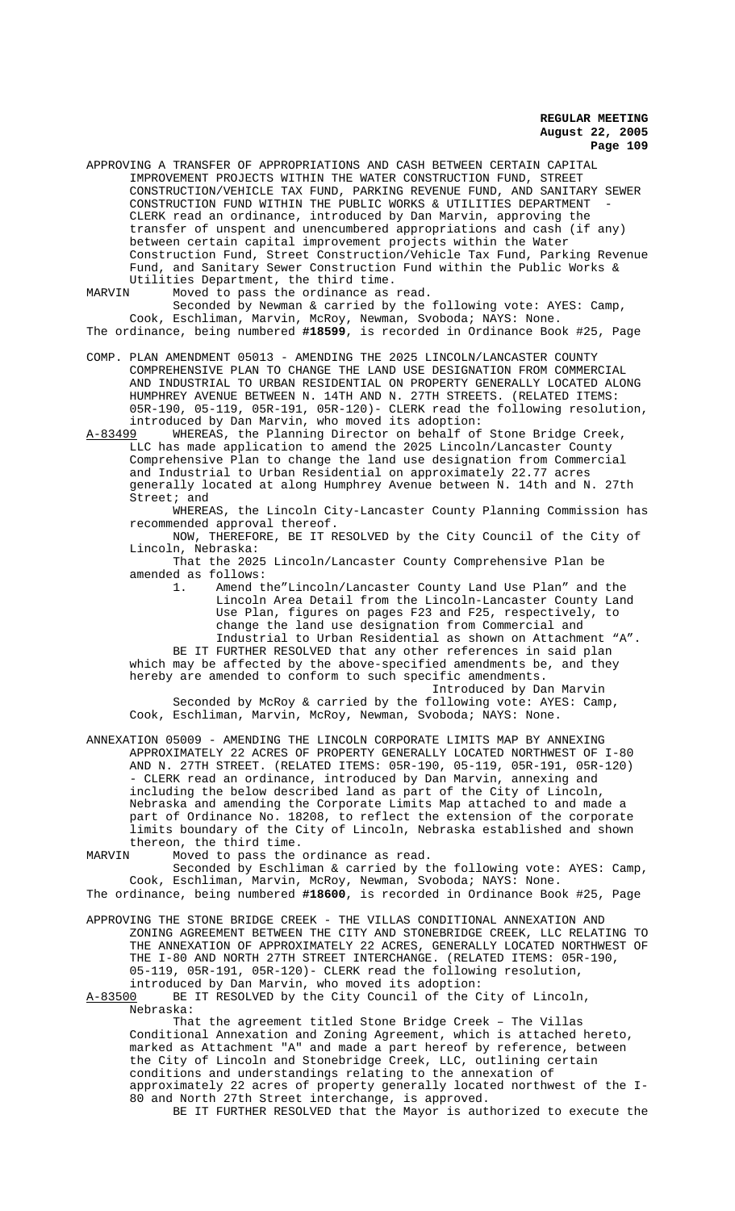APPROVING A TRANSFER OF APPROPRIATIONS AND CASH BETWEEN CERTAIN CAPITAL IMPROVEMENT PROJECTS WITHIN THE WATER CONSTRUCTION FUND, STREET CONSTRUCTION/VEHICLE TAX FUND, PARKING REVENUE FUND, AND SANITARY SEWER CONSTRUCTION FUND WITHIN THE PUBLIC WORKS & UTILITIES DEPARTMENT - CLERK read an ordinance, introduced by Dan Marvin, approving the transfer of unspent and unencumbered appropriations and cash (if any) between certain capital improvement projects within the Water Construction Fund, Street Construction/Vehicle Tax Fund, Parking Revenue Fund, and Sanitary Sewer Construction Fund within the Public Works & Utilities Department, the third time.

MARVIN Moved to pass the ordinance as read.

Seconded by Newman & carried by the following vote: AYES: Camp, Cook, Eschliman, Marvin, McRoy, Newman, Svoboda; NAYS: None.

The ordinance, being numbered **#18599**, is recorded in Ordinance Book #25, Page

COMP. PLAN AMENDMENT 05013 - AMENDING THE 2025 LINCOLN/LANCASTER COUNTY COMPREHENSIVE PLAN TO CHANGE THE LAND USE DESIGNATION FROM COMMERCIAL AND INDUSTRIAL TO URBAN RESIDENTIAL ON PROPERTY GENERALLY LOCATED ALONG HUMPHREY AVENUE BETWEEN N. 14TH AND N. 27TH STREETS. (RELATED ITEMS: 05R-190, 05-119, 05R-191, 05R-120)- CLERK read the following resolution, introduced by Dan Marvin, who moved its adoption:

A-83499 WHEREAS, the Planning Director on behalf of Stone Bridge Creek, LLC has made application to amend the 2025 Lincoln/Lancaster County Comprehensive Plan to change the land use designation from Commercial and Industrial to Urban Residential on approximately 22.77 acres generally located at along Humphrey Avenue between N. 14th and N. 27th Street; and

WHEREAS, the Lincoln City-Lancaster County Planning Commission has recommended approval thereof.

NOW, THEREFORE, BE IT RESOLVED by the City Council of the City of Lincoln, Nebraska:

That the 2025 Lincoln/Lancaster County Comprehensive Plan be amended as follows:

1. Amend the"Lincoln/Lancaster County Land Use Plan" and the Lincoln Area Detail from the Lincoln-Lancaster County Land Use Plan, figures on pages F23 and F25, respectively, to change the land use designation from Commercial and Industrial to Urban Residential as shown on Attachment "A".

BE IT FURTHER RESOLVED that any other references in said plan which may be affected by the above-specified amendments be, and they hereby are amended to conform to such specific amendments.

Introduced by Dan Marvin

Seconded by McRoy & carried by the following vote: AYES: Camp, Cook, Eschliman, Marvin, McRoy, Newman, Svoboda; NAYS: None.

ANNEXATION 05009 - AMENDING THE LINCOLN CORPORATE LIMITS MAP BY ANNEXING APPROXIMATELY 22 ACRES OF PROPERTY GENERALLY LOCATED NORTHWEST OF I-80 AND N. 27TH STREET. (RELATED ITEMS: 05R-190, 05-119, 05R-191, 05R-120) - CLERK read an ordinance, introduced by Dan Marvin, annexing and including the below described land as part of the City of Lincoln, Nebraska and amending the Corporate Limits Map attached to and made a part of Ordinance No. 18208, to reflect the extension of the corporate limits boundary of the City of Lincoln, Nebraska established and shown thereon, the third time.

MARVIN Moved to pass the ordinance as read.

Seconded by Eschliman & carried by the following vote: AYES: Camp, Cook, Eschliman, Marvin, McRoy, Newman, Svoboda; NAYS: None.

The ordinance, being numbered **#18600**, is recorded in Ordinance Book #25, Page

APPROVING THE STONE BRIDGE CREEK - THE VILLAS CONDITIONAL ANNEXATION AND ZONING AGREEMENT BETWEEN THE CITY AND STONEBRIDGE CREEK, LLC RELATING TO THE ANNEXATION OF APPROXIMATELY 22 ACRES, GENERALLY LOCATED NORTHWEST OF THE I-80 AND NORTH 27TH STREET INTERCHANGE. (RELATED ITEMS: 05R-190, 05-119, 05R-191, 05R-120)- CLERK read the following resolution, introduced by Dan Marvin, who moved its adoption:

A-83500 BE IT RESOLVED by the City Council of the City of Lincoln, Nebraska:

That the agreement titled Stone Bridge Creek – The Villas Conditional Annexation and Zoning Agreement, which is attached hereto, marked as Attachment "A" and made a part hereof by reference, between the City of Lincoln and Stonebridge Creek, LLC, outlining certain conditions and understandings relating to the annexation of approximately 22 acres of property generally located northwest of the I-80 and North 27th Street interchange, is approved.

BE IT FURTHER RESOLVED that the Mayor is authorized to execute the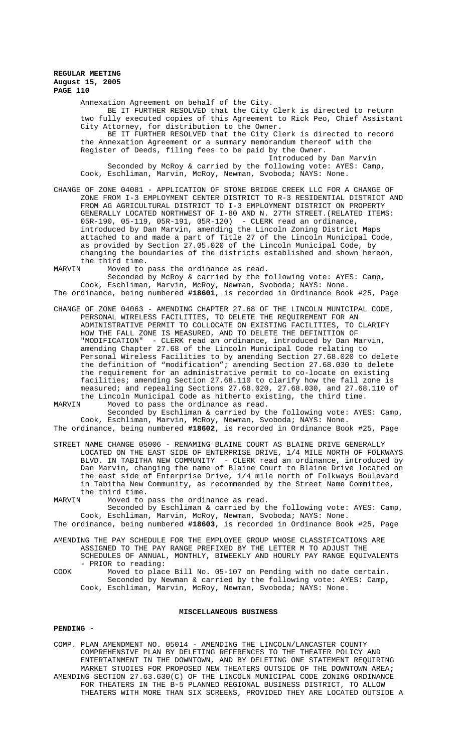Annexation Agreement on behalf of the City.

BE IT FURTHER RESOLVED that the City Clerk is directed to return two fully executed copies of this Agreement to Rick Peo, Chief Assistant City Attorney, for distribution to the Owner.

BE IT FURTHER RESOLVED that the City Clerk is directed to record the Annexation Agreement or a summary memorandum thereof with the Register of Deeds, filing fees to be paid by the Owner.

Introduced by Dan Marvin

Seconded by McRoy & carried by the following vote: AYES: Camp, Cook, Eschliman, Marvin, McRoy, Newman, Svoboda; NAYS: None.

CHANGE OF ZONE 04081 - APPLICATION OF STONE BRIDGE CREEK LLC FOR A CHANGE OF ZONE FROM I-3 EMPLOYMENT CENTER DISTRICT TO R-3 RESIDENTIAL DISTRICT AND FROM AG AGRICULTURAL DISTRICT TO I-3 EMPLOYMENT DISTRICT ON PROPERTY GENERALLY LOCATED NORTHWEST OF I-80 AND N. 27TH STREET.(RELATED ITEMS: 05R-190, 05-119, 05R-191, 05R-120) - CLERK read an ordinance, introduced by Dan Marvin, amending the Lincoln Zoning District Maps attached to and made a part of Title 27 of the Lincoln Municipal Code, as provided by Section 27.05.020 of the Lincoln Municipal Code, by changing the boundaries of the districts established and shown hereon, the third time.

MARVIN Moved to pass the ordinance as read.

Seconded by McRoy & carried by the following vote: AYES: Camp, Cook, Eschliman, Marvin, McRoy, Newman, Svoboda; NAYS: None.

The ordinance, being numbered **#18601**, is recorded in Ordinance Book #25, Page

CHANGE OF ZONE 04063 - AMENDING CHAPTER 27.68 OF THE LINCOLN MUNICIPAL CODE, PERSONAL WIRELESS FACILITIES, TO DELETE THE REQUIREMENT FOR AN ADMINISTRATIVE PERMIT TO COLLOCATE ON EXISTING FACILITIES, TO CLARIFY HOW THE FALL ZONE IS MEASURED, AND TO DELETE THE DEFINITION OF "MODIFICATION" - CLERK read an ordinance, introduced by Dan Marvin, amending Chapter 27.68 of the Lincoln Municipal Code relating to Personal Wireless Facilities to by amending Section 27.68.020 to delete the definition of "modification"; amending Section 27.68.030 to delete the requirement for an administrative permit to co-locate on existing facilities; amending Section 27.68.110 to clarify how the fall zone is measured; and repealing Sections 27.68.020, 27.68.030, and 27.68.110 of the Lincoln Municipal Code as hitherto existing, the third time.

MARVIN Moved to pass the ordinance as read.

Seconded by Eschliman & carried by the following vote: AYES: Camp, Cook, Eschliman, Marvin, McRoy, Newman, Svoboda; NAYS: None.

The ordinance, being numbered **#18602**, is recorded in Ordinance Book #25, Page

STREET NAME CHANGE 05006 - RENAMING BLAINE COURT AS BLAINE DRIVE GENERALLY LOCATED ON THE EAST SIDE OF ENTERPRISE DRIVE, 1/4 MILE NORTH OF FOLKWAYS BLVD. IN TABITHA NEW COMMUNITY - CLERK read an ordinance, introduced by Dan Marvin, changing the name of Blaine Court to Blaine Drive located on the east side of Enterprise Drive, 1/4 mile north of Folkways Boulevard in Tabitha New Community, as recommended by the Street Name Committee, the third time.

MARVIN Moved to pass the ordinance as read.

Seconded by Eschliman & carried by the following vote: AYES: Camp, Cook, Eschliman, Marvin, McRoy, Newman, Svoboda; NAYS: None.

The ordinance, being numbered **#18603**, is recorded in Ordinance Book #25, Page

AMENDING THE PAY SCHEDULE FOR THE EMPLOYEE GROUP WHOSE CLASSIFICATIONS ARE ASSIGNED TO THE PAY RANGE PREFIXED BY THE LETTER M TO ADJUST THE SCHEDULES OF ANNUAL, MONTHLY, BIWEEKLY AND HOURLY PAY RANGE EQUIVALENTS - PRIOR to reading:

COOK Moved to place Bill No. 05-107 on Pending with no date certain.

Seconded by Newman & carried by the following vote: AYES: Camp, Cook, Eschliman, Marvin, McRoy, Newman, Svoboda; NAYS: None.

## MISCELLANEOUS BUSINESS

**PENDING -**

COMP. PLAN AMENDMENT NO. 05014 - AMENDING THE LINCOLN/LANCASTER COUNTY COMPREHENSIVE PLAN BY DELETING REFERENCES TO THE THEATER POLICY AND ENTERTAINMENT IN THE DOWNTOWN, AND BY DELETING ONE STATEMENT REQUIRING MARKET STUDIES FOR PROPOSED NEW THEATERS OUTSIDE OF THE DOWNTOWN AREA**;**

AMENDING SECTION 27.63.630(C) OF THE LINCOLN MUNICIPAL CODE ZONING ORDINANCE FOR THEATERS IN THE B-5 PLANNED REGIONAL BUSINESS DISTRICT, TO ALLOW THEATERS WITH MORE THAN SIX SCREENS, PROVIDED THEY ARE LOCATED OUTSIDE A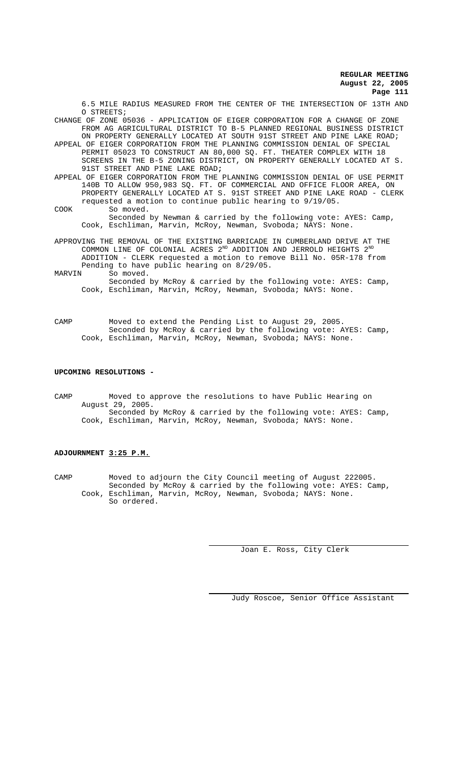6.5 MILE RADIUS MEASURED FROM THE CENTER OF THE INTERSECTION OF 13TH AND O STREETS;

CHANGE OF ZONE 05036 - APPLICATION OF EIGER CORPORATION FOR A CHANGE OF ZONE FROM AG AGRICULTURAL DISTRICT TO B-5 PLANNED REGIONAL BUSINESS DISTRICT ON PROPERTY GENERALLY LOCATED AT SOUTH 91ST STREET AND PINE LAKE ROAD;

APPEAL OF EIGER CORPORATION FROM THE PLANNING COMMISSION DENIAL OF SPECIAL PERMIT 05023 TO CONSTRUCT AN 80,000 SQ. FT. THEATER COMPLEX WITH 18 SCREENS IN THE B-5 ZONING DISTRICT, ON PROPERTY GENERALLY LOCATED AT S. 91ST STREET AND PINE LAKE ROAD;

APPEAL OF EIGER CORPORATION FROM THE PLANNING COMMISSION DENIAL OF USE PERMIT 140B TO ALLOW 950,983 SQ. FT. OF COMMERCIAL AND OFFICE FLOOR AREA, ON PROPERTY GENERALLY LOCATED AT S. 91ST STREET AND PINE LAKE ROAD - CLERK requested a motion to continue public hearing to 9/19/05.

COOK So moved.
Seconded by Newman & carried by the following vote: AYES: Camp, Cook, Eschliman, Marvin, McRoy, Newman, Svoboda; NAYS: None.

APPROVING THE REMOVAL OF THE EXISTING BARRICADE IN CUMBERLAND DRIVE AT THE COMMON LINE OF COLONIAL ACRES 2ND ADDITION AND JERROLD HEIGHTS 2ND ADDITION - CLERK requested a motion to remove Bill No. 05R-178 from Pending to have public hearing on 8/29/05.

MARVIN So moved.
Seconded by McRoy & carried by the following vote: AYES: Camp, Cook, Eschliman, Marvin, McRoy, Newman, Svoboda; NAYS: None.

CAMP Moved to extend the Pending List to August 29, 2005.
Seconded by McRoy & carried by the following vote: AYES: Camp, Cook, Eschliman, Marvin, McRoy, Newman, Svoboda; NAYS: None.

**UPCOMING RESOLUTIONS -**

CAMP Moved to approve the resolutions to have Public Hearing on August 29, 2005.
Seconded by McRoy & carried by the following vote: AYES: Camp, Cook, Eschliman, Marvin, McRoy, Newman, Svoboda; NAYS: None.

**ADJOURNMENT 3:25 P.M.**

CAMP Moved to adjourn the City Council meeting of August 222005.
Seconded by McRoy & carried by the following vote: AYES: Camp, Cook, Eschliman, Marvin, McRoy, Newman, Svoboda; NAYS: None.
So ordered.

Joan E. Ross, City Clerk

Judy Roscoe, Senior Office Assistant